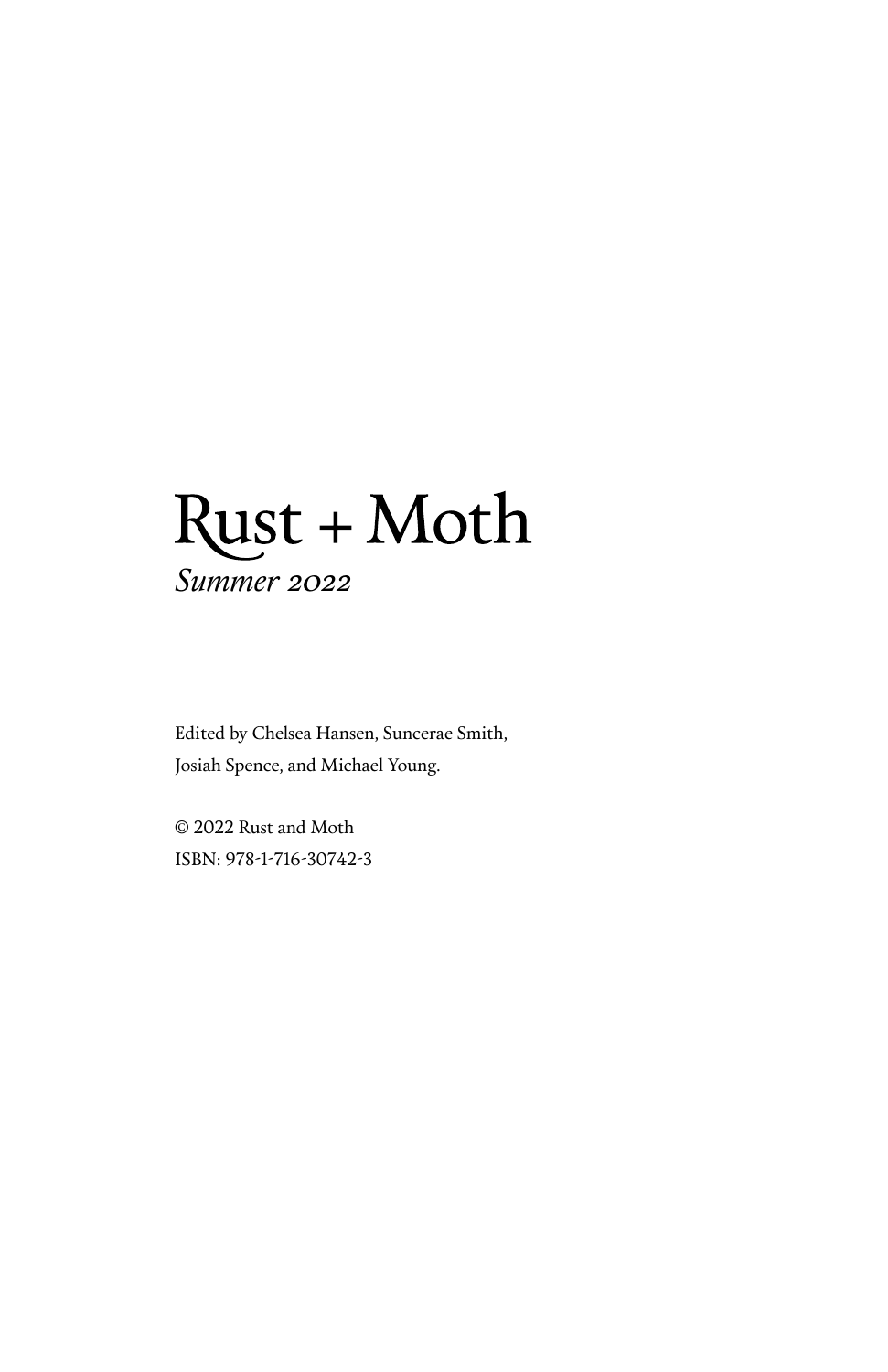# Rust + Moth

*Summer 2022*

Edited by Chelsea Hansen, Suncerae Smith, Josiah Spence, and Michael Young.

© 2022 Rust and Moth
ISBN: 978-1-716-30742-3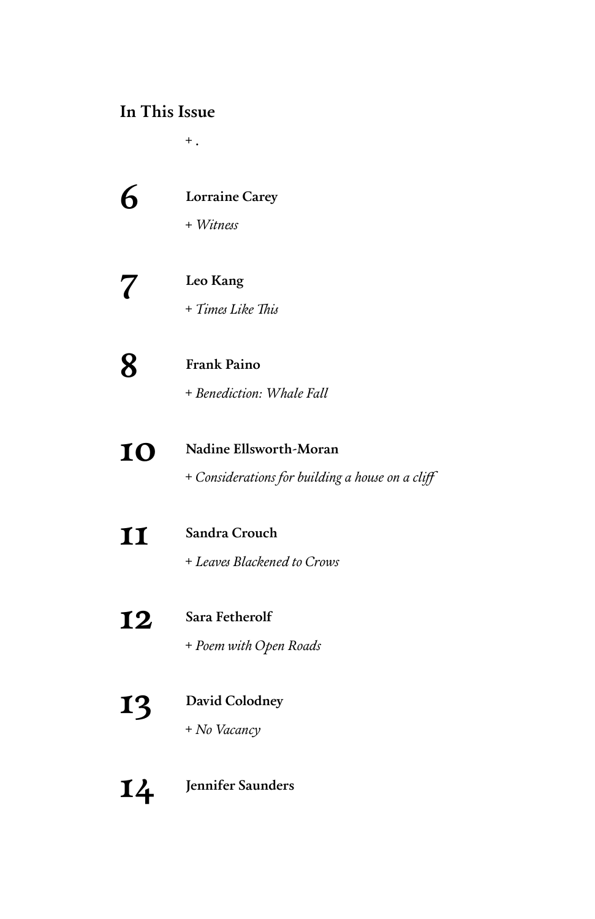## In This Issue

+ .

**6** **Lorraine Carey**

+ *Witness*

**7** **Leo Kang**

+ *Times Like This*

**8** **Frank Paino**

+ *Benediction: Whale Fall*

**10** **Nadine Ellsworth-Moran**

+ *Considerations for building a house on a cliff*

**11** **Sandra Crouch**

+ *Leaves Blackened to Crows*

**12** **Sara Fetherolf**

+ *Poem with Open Roads*

**13** **David Colodney**

+ *No Vacancy*

**14** **Jennifer Saunders**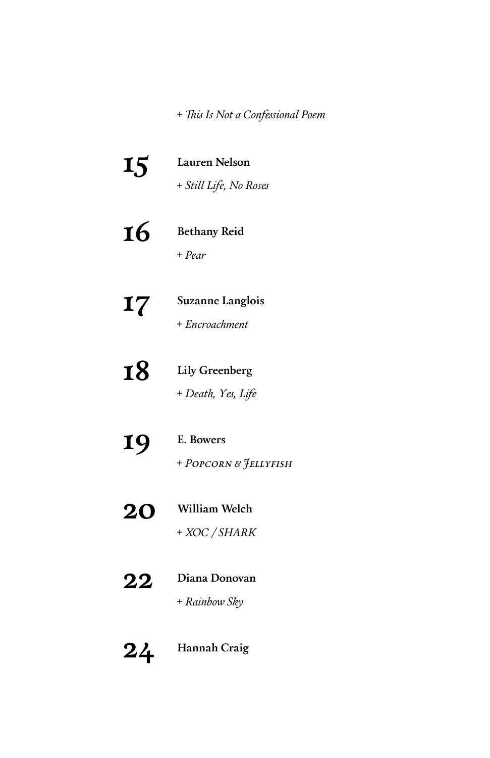+ *This Is Not a Confessional Poem*

**15** **Lauren Nelson**

+ *Still Life, No Roses*

**16** **Bethany Reid**

+ *Pear*

**17** **Suzanne Langlois**

+ *Encroachment*

**18** **Lily Greenberg**

+ *Death, Yes, Life*

**19** **E. Bowers**

+ *Popcorn & Jellyfish*

**20** **William Welch**

+ *XOC / SHARK*

**22** **Diana Donovan**

+ *Rainbow Sky*

**24** **Hannah Craig**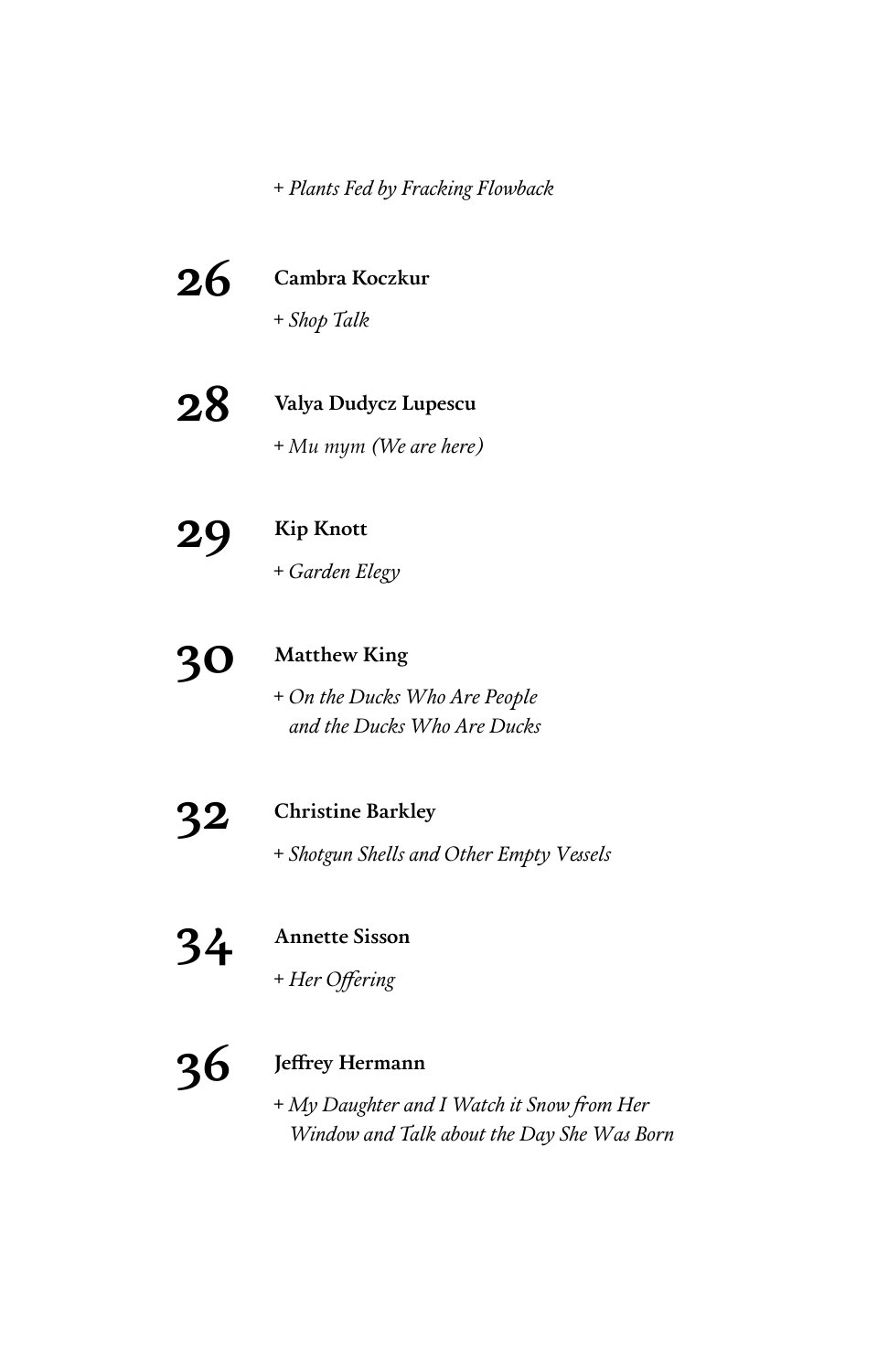+ *Plants Fed by Fracking Flowback*

**26** **Cambra Koczkur**
+ *Shop Talk*

**28** **Valya Dudycz Lupescu**
+ *Mu mym (We are here)*

**29** **Kip Knott**
+ *Garden Elegy*

**30** **Matthew King**
+ *On the Ducks Who Are People and the Ducks Who Are Ducks*

**32** **Christine Barkley**
+ *Shotgun Shells and Other Empty Vessels*

**34** **Annette Sisson**
+ *Her Offering*

**36** **Jeffrey Hermann**
+ *My Daughter and I Watch it Snow from Her Window and Talk about the Day She Was Born*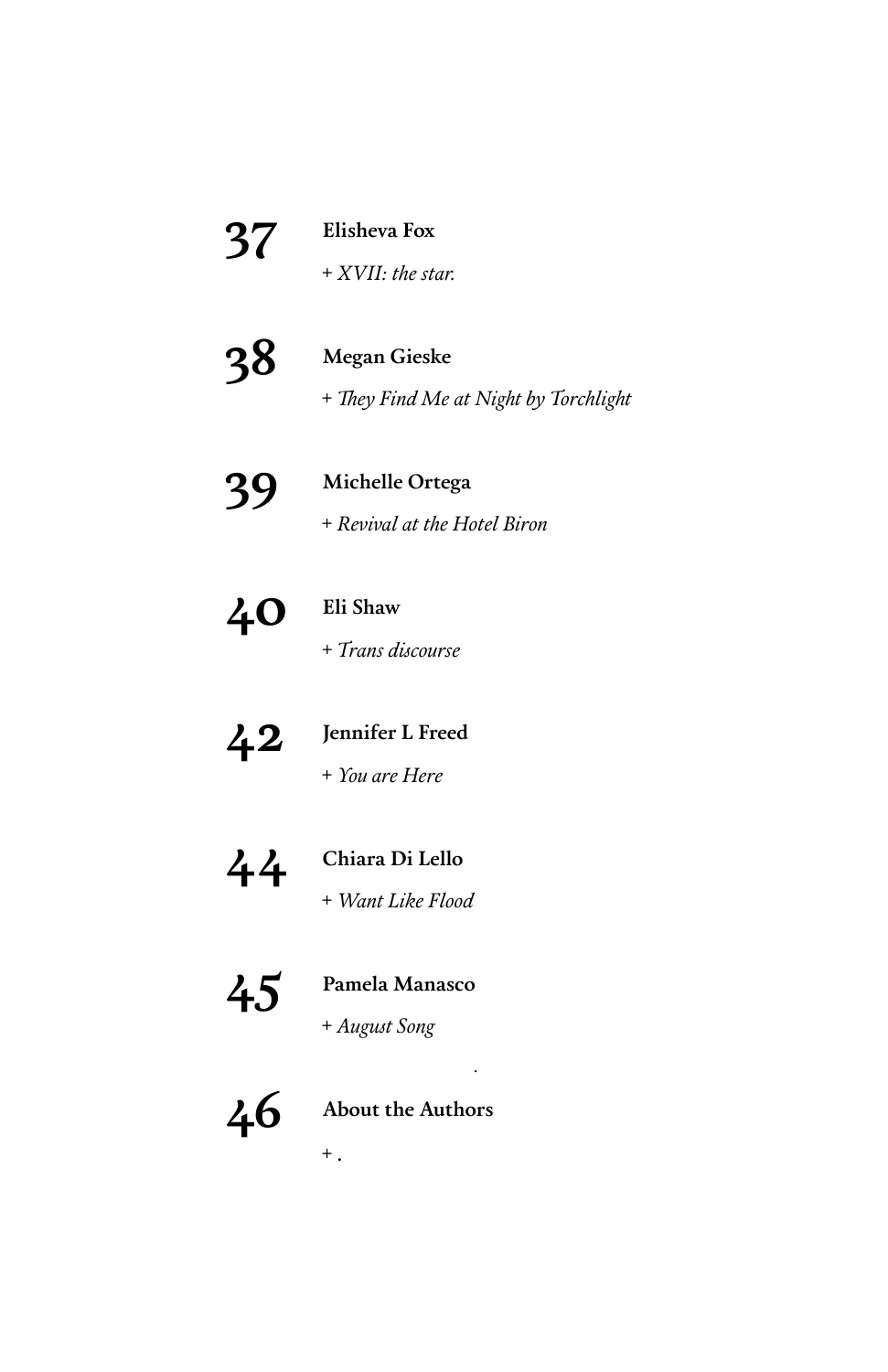**37** **Elisheva Fox**
+ *XVII: the star.*

**38** **Megan Gieske**
+ *They Find Me at Night by Torchlight*

**39** **Michelle Ortega**
+ *Revival at the Hotel Biron*

**40** **Eli Shaw**
+ *Trans discourse*

**42** **Jennifer L Freed**
+ *You are Here*

**44** **Chiara Di Lello**
+ *Want Like Flood*

**45** **Pamela Manasco**
+ *August Song*

**46** **About the Authors**
+ .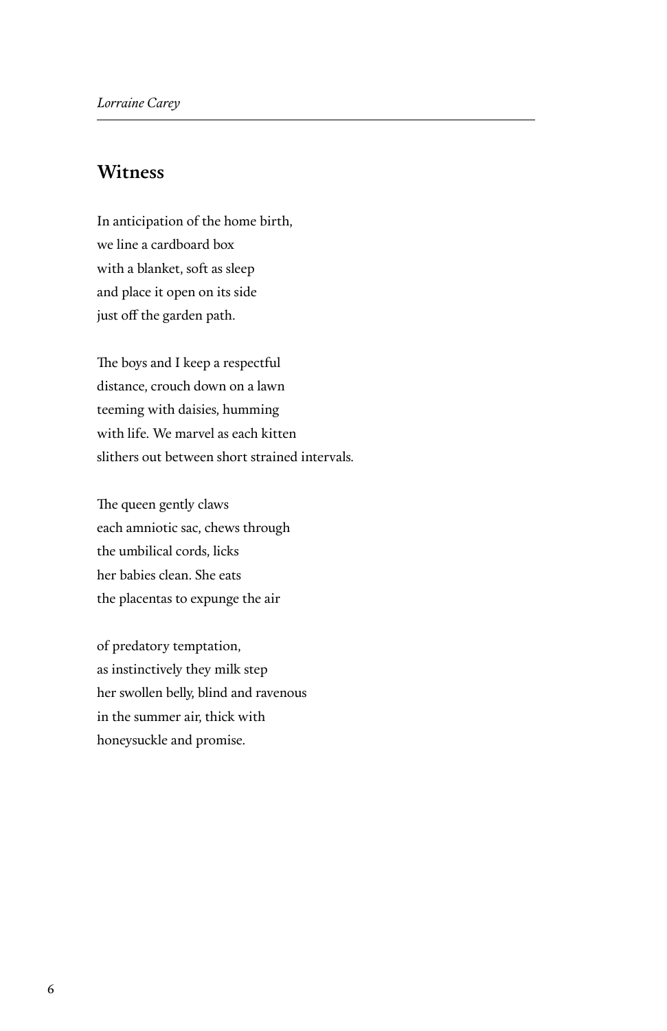## Witness

In anticipation of the home birth,
we line a cardboard box
with a blanket, soft as sleep
and place it open on its side
just off the garden path.

The boys and I keep a respectful
distance, crouch down on a lawn
teeming with daisies, humming
with life. We marvel as each kitten
slithers out between short strained intervals.

The queen gently claws
each amniotic sac, chews through
the umbilical cords, licks
her babies clean. She eats
the placentas to expunge the air

of predatory temptation,
as instinctively they milk step
her swollen belly, blind and ravenous
in the summer air, thick with
honeysuckle and promise.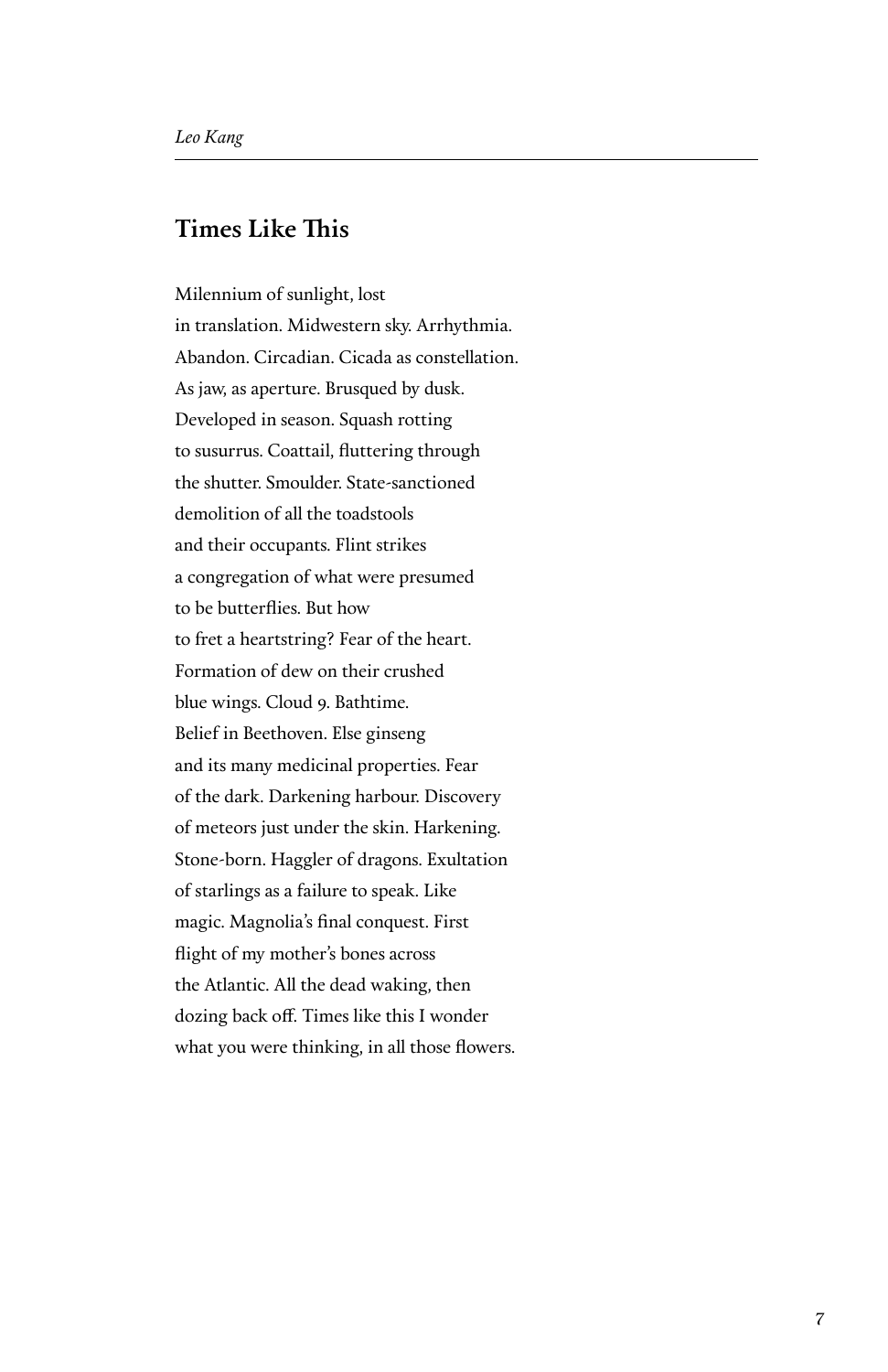## Times Like This

Milennium of sunlight, lost  
in translation. Midwestern sky. Arrhythmia.  
Abandon. Circadian. Cicada as constellation.  
As jaw, as aperture. Brusqued by dusk.  
Developed in season. Squash rotting  
to susurrus. Coattail, fluttering through  
the shutter. Smoulder. State-sanctioned  
demolition of all the toadstools  
and their occupants. Flint strikes  
a congregation of what were presumed  
to be butterflies. But how  
to fret a heartstring? Fear of the heart.  
Formation of dew on their crushed  
blue wings. Cloud 9. Bathtime.  
Belief in Beethoven. Else ginseng  
and its many medicinal properties. Fear  
of the dark. Darkening harbour. Discovery  
of meteors just under the skin. Harkening.  
Stone-born. Haggler of dragons. Exultation  
of starlings as a failure to speak. Like  
magic. Magnolia's final conquest. First  
flight of my mother's bones across  
the Atlantic. All the dead waking, then  
dozing back off. Times like this I wonder  
what you were thinking, in all those flowers.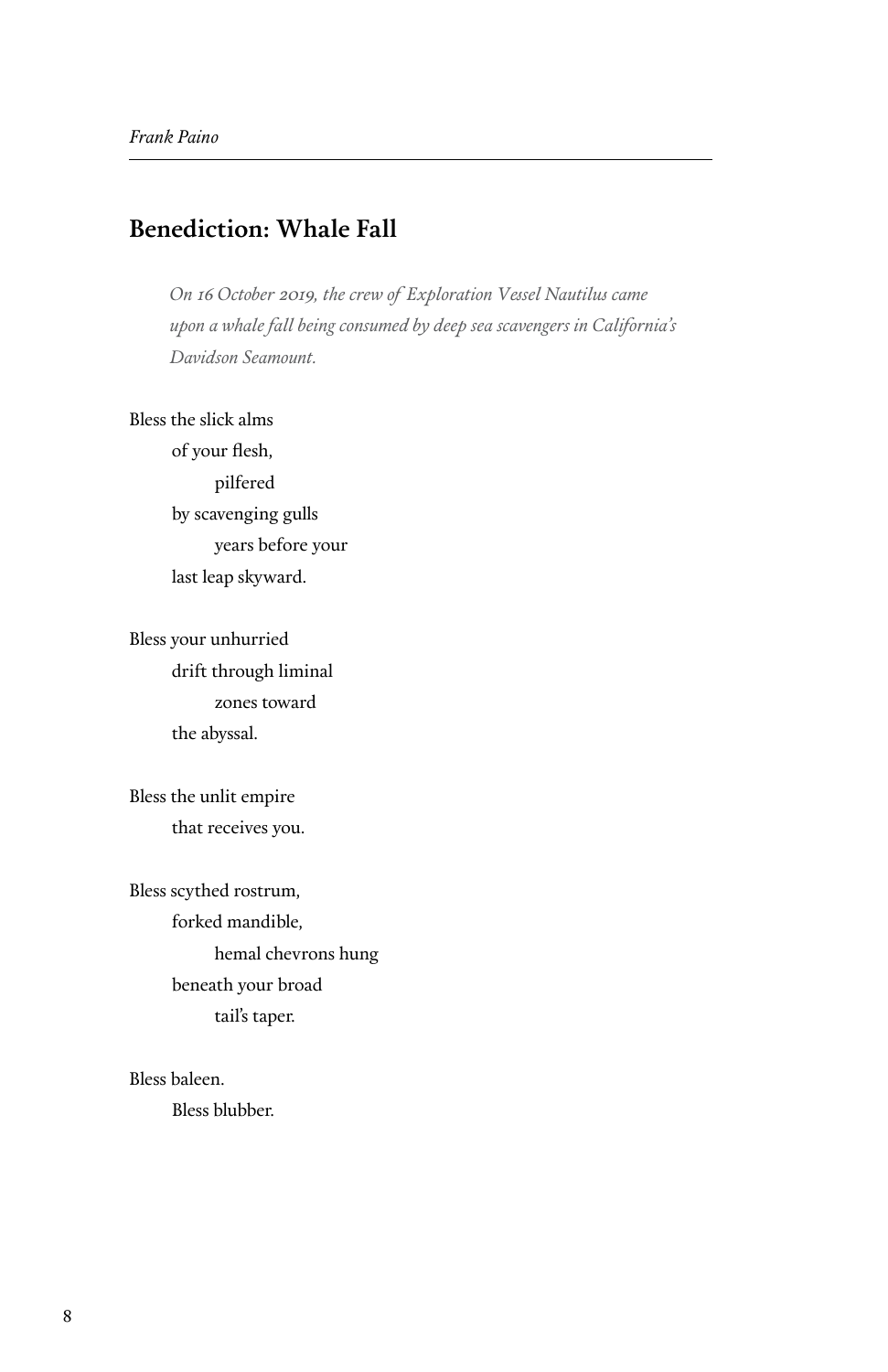## Benediction: Whale Fall

*On 16 October 2019, the crew of Exploration Vessel Nautilus came upon a whale fall being consumed by deep sea scavengers in California's Davidson Seamount.*

Bless the slick alms  
&nbsp;&nbsp;&nbsp;&nbsp;of your flesh,  
&nbsp;&nbsp;&nbsp;&nbsp;&nbsp;&nbsp;&nbsp;&nbsp;pilfered  
&nbsp;&nbsp;&nbsp;&nbsp;by scavenging gulls  
&nbsp;&nbsp;&nbsp;&nbsp;&nbsp;&nbsp;&nbsp;&nbsp;years before your  
&nbsp;&nbsp;&nbsp;&nbsp;last leap skyward.

Bless your unhurried  
&nbsp;&nbsp;&nbsp;&nbsp;drift through liminal  
&nbsp;&nbsp;&nbsp;&nbsp;&nbsp;&nbsp;&nbsp;&nbsp;zones toward  
&nbsp;&nbsp;&nbsp;&nbsp;the abyssal.

Bless the unlit empire  
&nbsp;&nbsp;&nbsp;&nbsp;that receives you.

Bless scythed rostrum,  
&nbsp;&nbsp;&nbsp;&nbsp;forked mandible,  
&nbsp;&nbsp;&nbsp;&nbsp;&nbsp;&nbsp;&nbsp;&nbsp;hemal chevrons hung  
&nbsp;&nbsp;&nbsp;&nbsp;beneath your broad  
&nbsp;&nbsp;&nbsp;&nbsp;&nbsp;&nbsp;&nbsp;&nbsp;tail's taper.

Bless baleen.  
&nbsp;&nbsp;&nbsp;&nbsp;Bless blubber.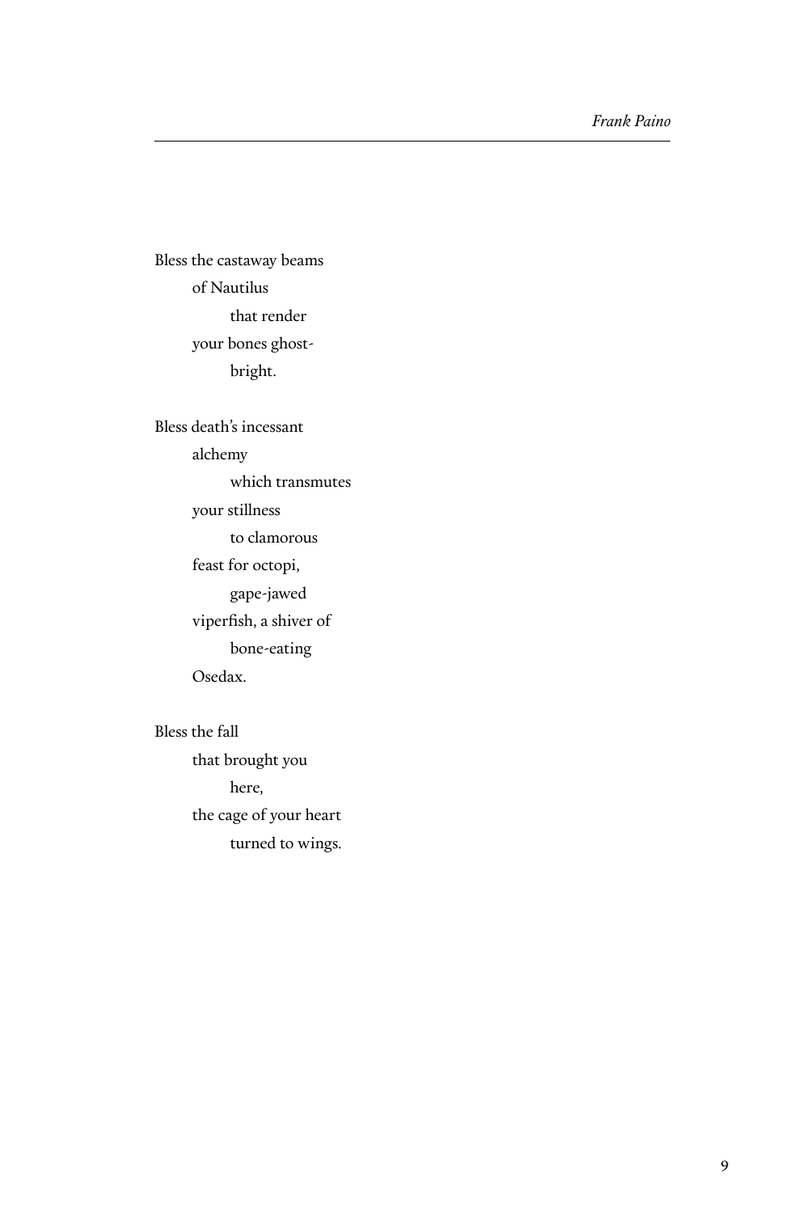Bless the castaway beams  
    of Nautilus  
        that render  
    your bones ghost-  
        bright.

Bless death's incessant  
    alchemy  
        which transmutes  
    your stillness  
        to clamorous  
    feast for octopi,  
        gape-jawed  
    viperfish, a shiver of  
        bone-eating  
    Osedax.

Bless the fall  
    that brought you  
        here,  
    the cage of your heart  
        turned to wings.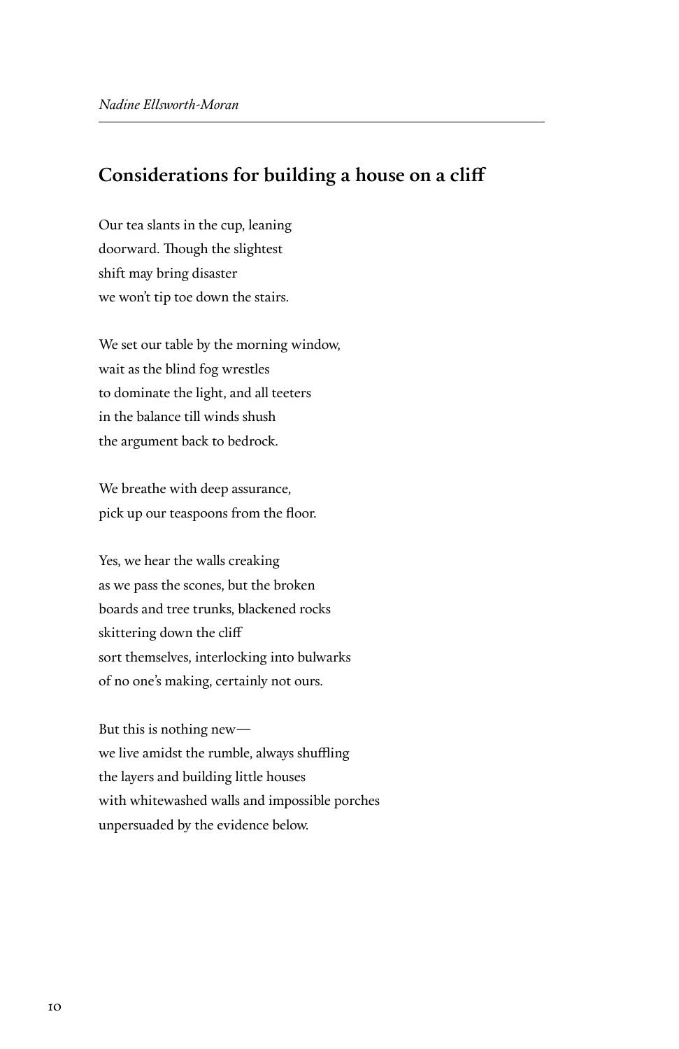*Nadine Ellsworth-Moran*

## Considerations for building a house on a cliff

Our tea slants in the cup, leaning  
doorward. Though the slightest  
shift may bring disaster  
we won't tip toe down the stairs.

We set our table by the morning window,  
wait as the blind fog wrestles  
to dominate the light, and all teeters  
in the balance till winds shush  
the argument back to bedrock.

We breathe with deep assurance,  
pick up our teaspoons from the floor.

Yes, we hear the walls creaking  
as we pass the scones, but the broken  
boards and tree trunks, blackened rocks  
skittering down the cliff  
sort themselves, interlocking into bulwarks  
of no one's making, certainly not ours.

But this is nothing new—  
we live amidst the rumble, always shuffling  
the layers and building little houses  
with whitewashed walls and impossible porches  
unpersuaded by the evidence below.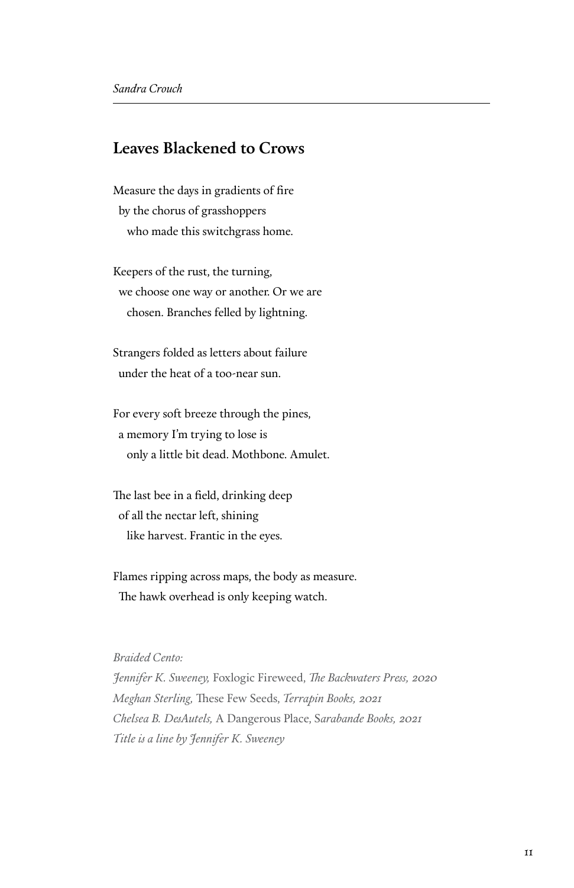*Sandra Crouch*

## Leaves Blackened to Crows

Measure the days in gradients of fire
by the chorus of grasshoppers
who made this switchgrass home.

Keepers of the rust, the turning,
we choose one way or another. Or we are
chosen. Branches felled by lightning.

Strangers folded as letters about failure
under the heat of a too-near sun.

For every soft breeze through the pines,
a memory I'm trying to lose is
only a little bit dead. Mothbone. Amulet.

The last bee in a field, drinking deep
of all the nectar left, shining
like harvest. Frantic in the eyes.

Flames ripping across maps, the body as measure.
The hawk overhead is only keeping watch.

*Braided Cento:*
*Jennifer K. Sweeney,* Foxlogic Fireweed, *The Backwaters Press, 2020*
*Meghan Sterling,* These Few Seeds, *Terrapin Books, 2021*
*Chelsea B. DesAutels,* A Dangerous Place, *Sarabande Books, 2021*
*Title is a line by Jennifer K. Sweeney*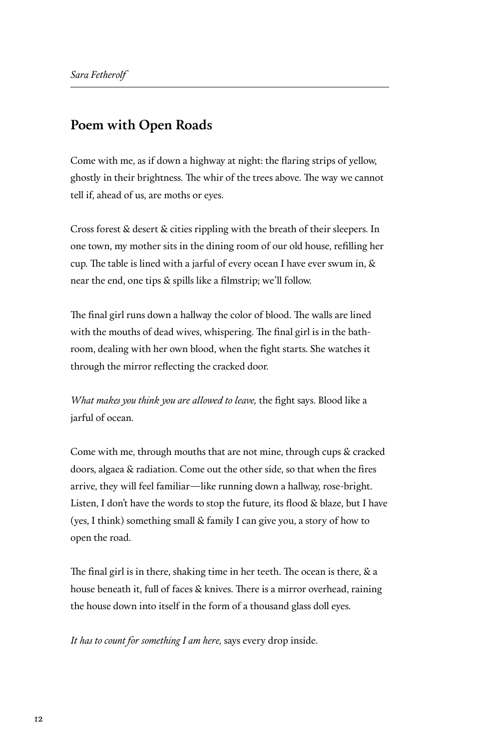*Sara Fetherolf*

## Poem with Open Roads

Come with me, as if down a highway at night: the flaring strips of yellow, ghostly in their brightness. The whir of the trees above. The way we cannot tell if, ahead of us, are moths or eyes.

Cross forest & desert & cities rippling with the breath of their sleepers. In one town, my mother sits in the dining room of our old house, refilling her cup. The table is lined with a jarful of every ocean I have ever swum in, & near the end, one tips & spills like a filmstrip; we'll follow.

The final girl runs down a hallway the color of blood. The walls are lined with the mouths of dead wives, whispering. The final girl is in the bathroom, dealing with her own blood, when the fight starts. She watches it through the mirror reflecting the cracked door.

*What makes you think you are allowed to leave,* the fight says. Blood like a jarful of ocean.

Come with me, through mouths that are not mine, through cups & cracked doors, algaea & radiation. Come out the other side, so that when the fires arrive, they will feel familiar—like running down a hallway, rose-bright. Listen, I don't have the words to stop the future, its flood & blaze, but I have (yes, I think) something small & family I can give you, a story of how to open the road.

The final girl is in there, shaking time in her teeth. The ocean is there, & a house beneath it, full of faces & knives. There is a mirror overhead, raining the house down into itself in the form of a thousand glass doll eyes.

*It has to count for something I am here,* says every drop inside.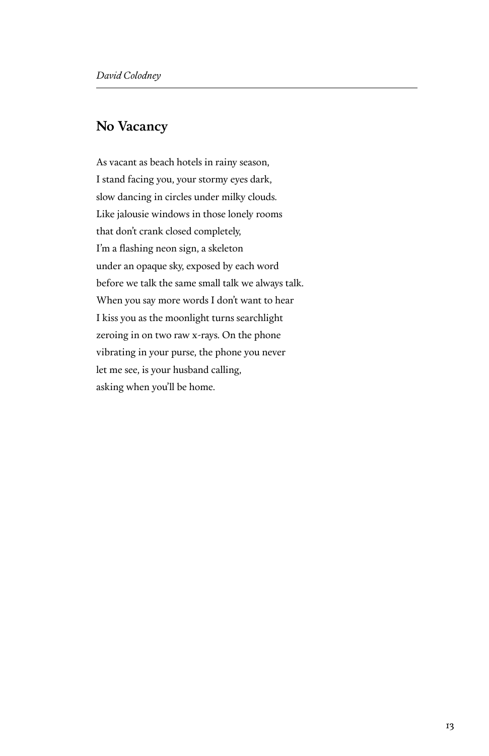*David Colodney*

## No Vacancy

As vacant as beach hotels in rainy season,  
I stand facing you, your stormy eyes dark,  
slow dancing in circles under milky clouds.  
Like jalousie windows in those lonely rooms  
that don't crank closed completely,  
I'm a flashing neon sign, a skeleton  
under an opaque sky, exposed by each word  
before we talk the same small talk we always talk.  
When you say more words I don't want to hear  
I kiss you as the moonlight turns searchlight  
zeroing in on two raw x-rays. On the phone  
vibrating in your purse, the phone you never  
let me see, is your husband calling,  
asking when you'll be home.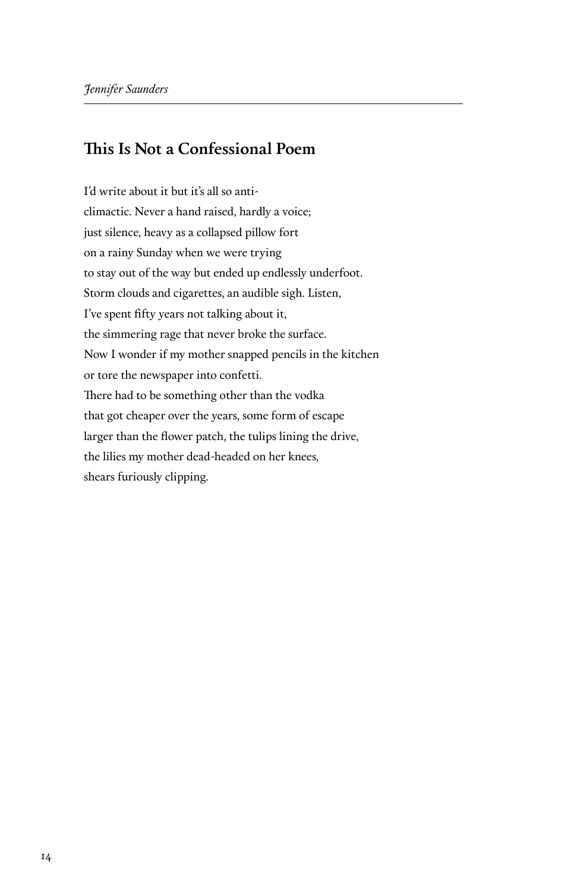## This Is Not a Confessional Poem

I'd write about it but it's all so anti-
climactic. Never a hand raised, hardly a voice;
just silence, heavy as a collapsed pillow fort
on a rainy Sunday when we were trying
to stay out of the way but ended up endlessly underfoot.
Storm clouds and cigarettes, an audible sigh. Listen,
I've spent fifty years not talking about it,
the simmering rage that never broke the surface.
Now I wonder if my mother snapped pencils in the kitchen
or tore the newspaper into confetti.
There had to be something other than the vodka
that got cheaper over the years, some form of escape
larger than the flower patch, the tulips lining the drive,
the lilies my mother dead-headed on her knees,
shears furiously clipping.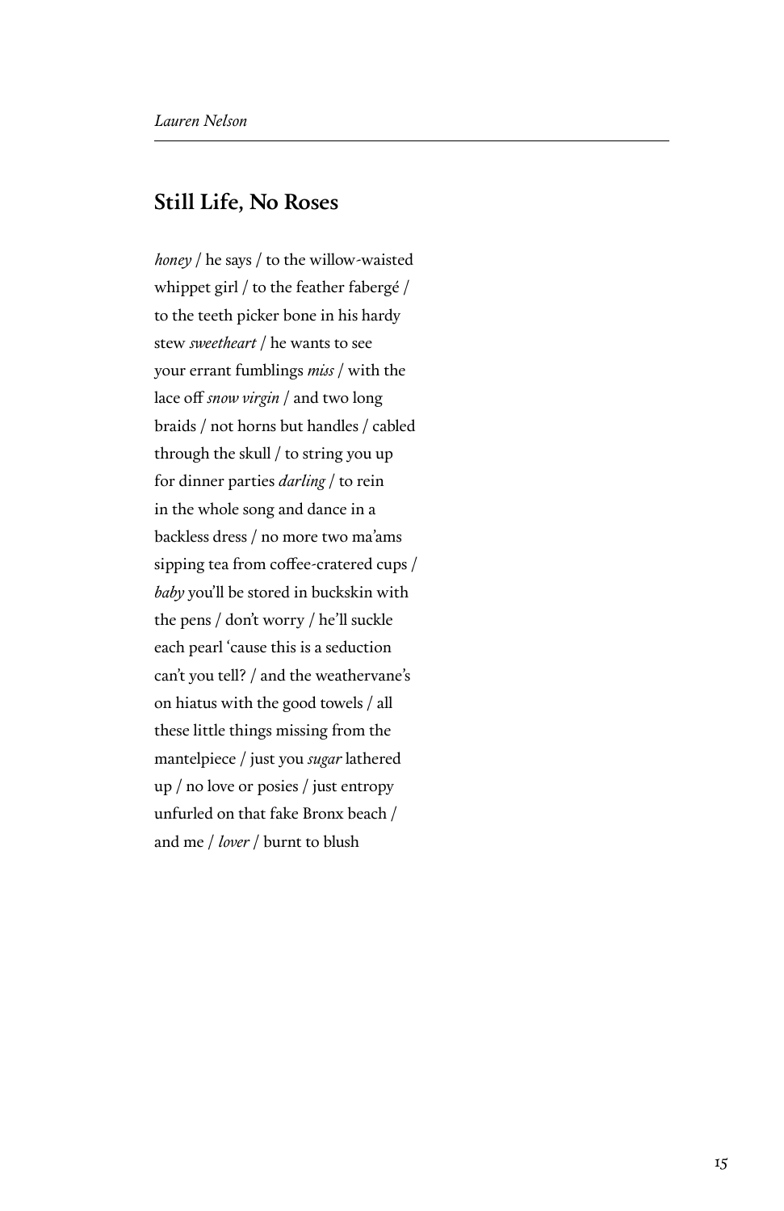## Still Life, No Roses

*honey* / he says / to the willow-waisted  
whippet girl / to the feather fabergé /  
to the teeth picker bone in his hardy  
stew *sweetheart* / he wants to see  
your errant fumblings *miss* / with the  
lace off *snow virgin* / and two long  
braids / not horns but handles / cabled  
through the skull / to string you up  
for dinner parties *darling* / to rein  
in the whole song and dance in a  
backless dress / no more two ma'ams  
sipping tea from coffee-cratered cups /  
*baby* you'll be stored in buckskin with  
the pens / don't worry / he'll suckle  
each pearl 'cause this is a seduction  
can't you tell? / and the weathervane's  
on hiatus with the good towels / all  
these little things missing from the  
mantelpiece / just you *sugar* lathered  
up / no love or posies / just entropy  
unfurled on that fake Bronx beach /  
and me / *lover* / burnt to blush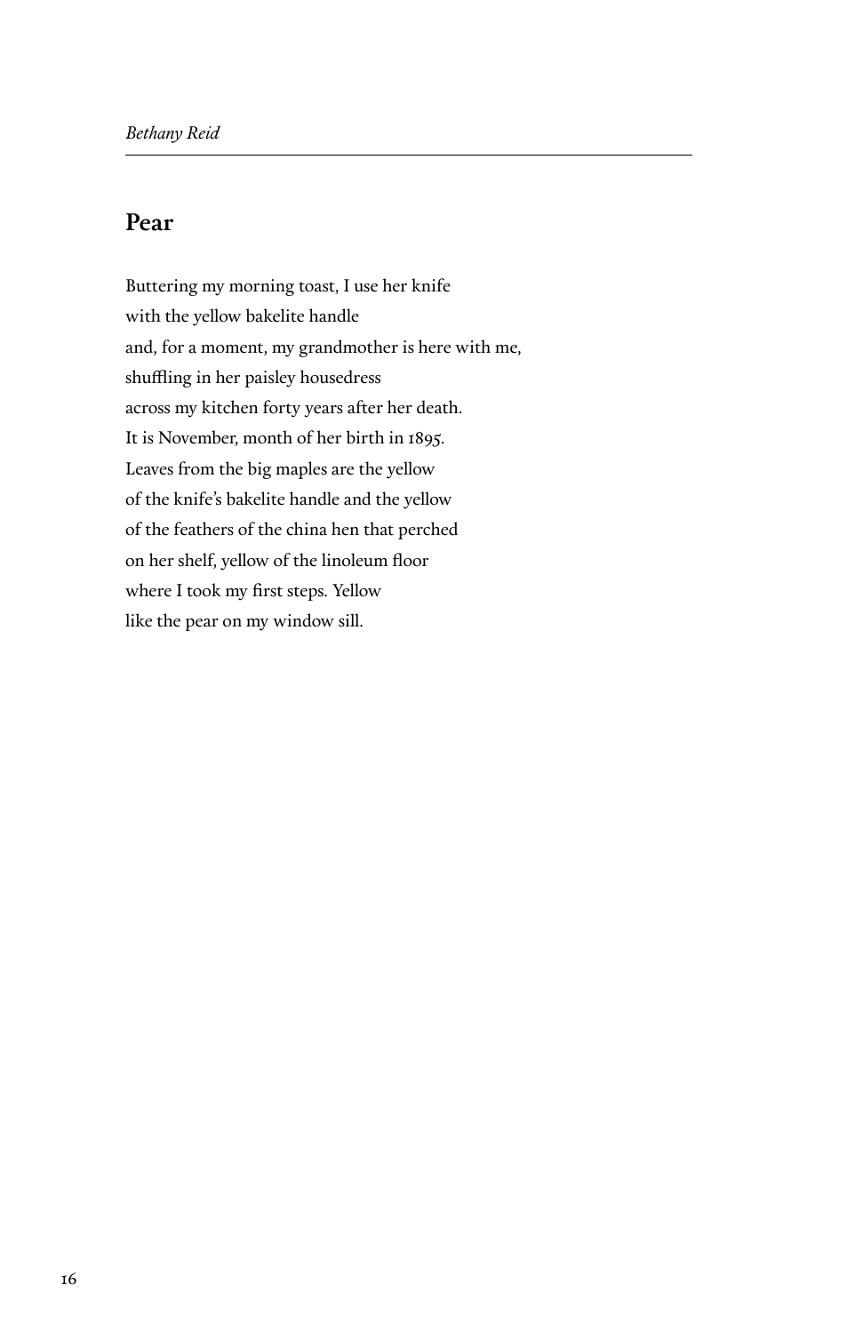## Pear

Buttering my morning toast, I use her knife  
with the yellow bakelite handle  
and, for a moment, my grandmother is here with me,  
shuffling in her paisley housedress  
across my kitchen forty years after her death.  
It is November, month of her birth in 1895.  
Leaves from the big maples are the yellow  
of the knife's bakelite handle and the yellow  
of the feathers of the china hen that perched  
on her shelf, yellow of the linoleum floor  
where I took my first steps. Yellow  
like the pear on my window sill.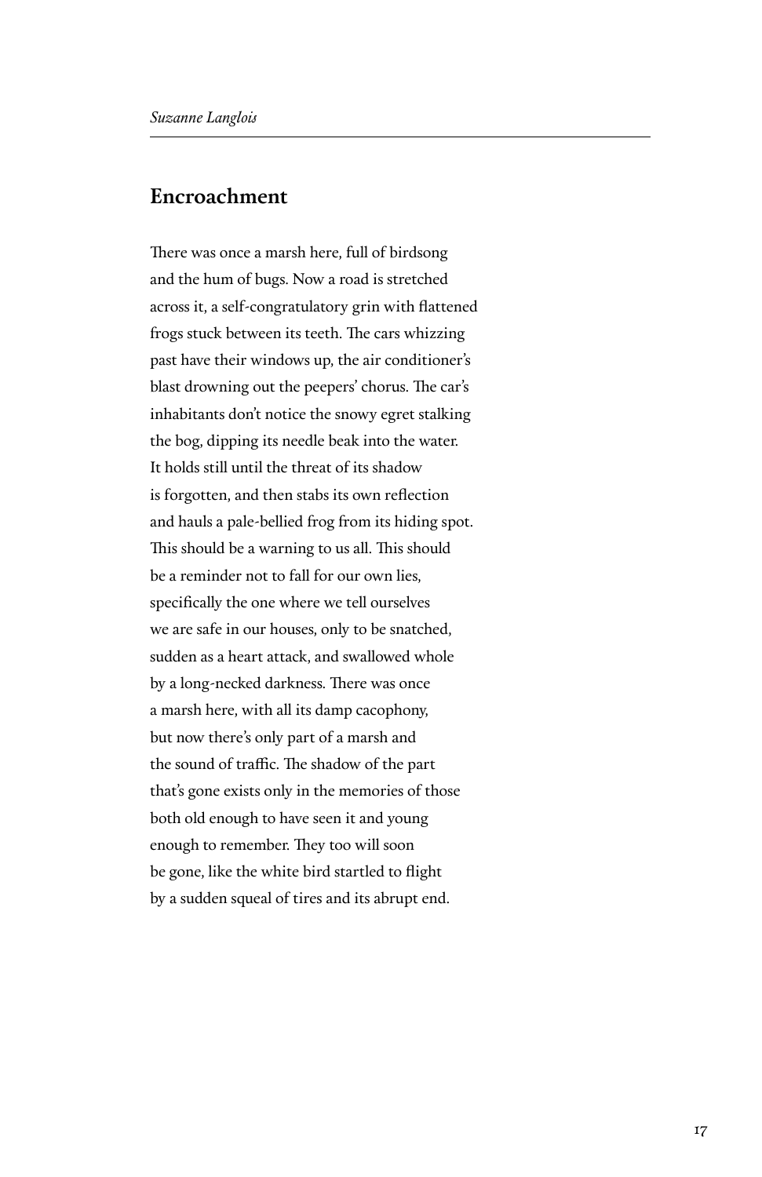*Suzanne Langlois*

## Encroachment

There was once a marsh here, full of birdsong
and the hum of bugs. Now a road is stretched
across it, a self-congratulatory grin with flattened
frogs stuck between its teeth. The cars whizzing
past have their windows up, the air conditioner's
blast drowning out the peepers' chorus. The car's
inhabitants don't notice the snowy egret stalking
the bog, dipping its needle beak into the water.
It holds still until the threat of its shadow
is forgotten, and then stabs its own reflection
and hauls a pale-bellied frog from its hiding spot.
This should be a warning to us all. This should
be a reminder not to fall for our own lies,
specifically the one where we tell ourselves
we are safe in our houses, only to be snatched,
sudden as a heart attack, and swallowed whole
by a long-necked darkness. There was once
a marsh here, with all its damp cacophony,
but now there's only part of a marsh and
the sound of traffic. The shadow of the part
that's gone exists only in the memories of those
both old enough to have seen it and young
enough to remember. They too will soon
be gone, like the white bird startled to flight
by a sudden squeal of tires and its abrupt end.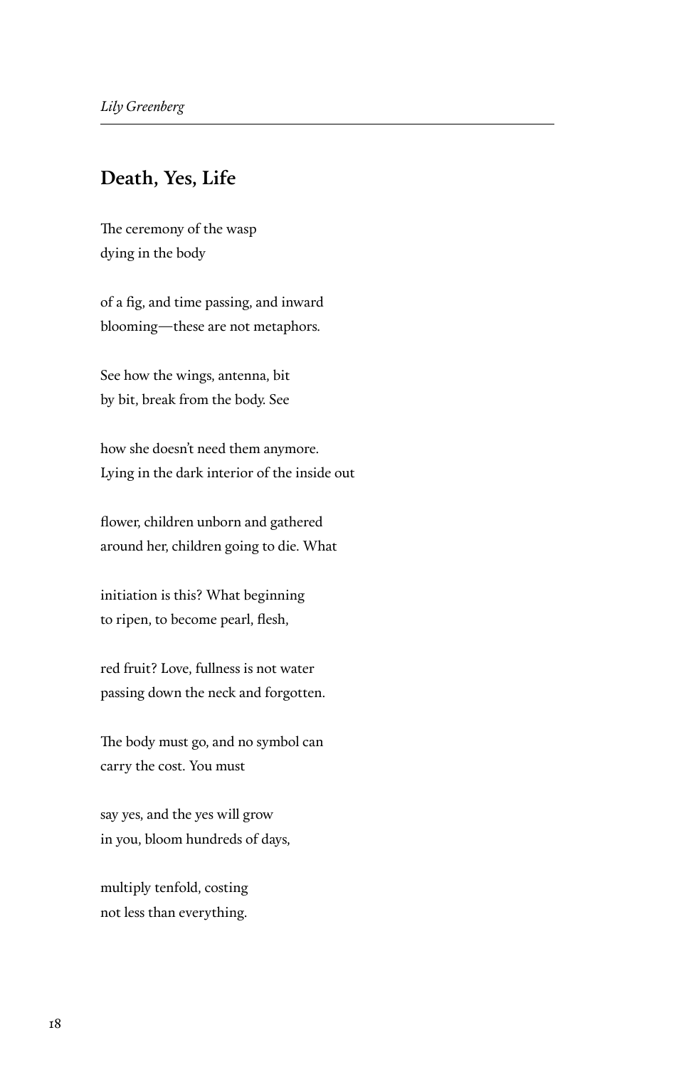*Lily Greenberg*

## Death, Yes, Life

The ceremony of the wasp  
dying in the body

of a fig, and time passing, and inward  
blooming—these are not metaphors.

See how the wings, antenna, bit  
by bit, break from the body. See

how she doesn't need them anymore.  
Lying in the dark interior of the inside out

flower, children unborn and gathered  
around her, children going to die. What

initiation is this? What beginning  
to ripen, to become pearl, flesh,

red fruit? Love, fullness is not water  
passing down the neck and forgotten.

The body must go, and no symbol can  
carry the cost. You must

say yes, and the yes will grow  
in you, bloom hundreds of days,

multiply tenfold, costing  
not less than everything.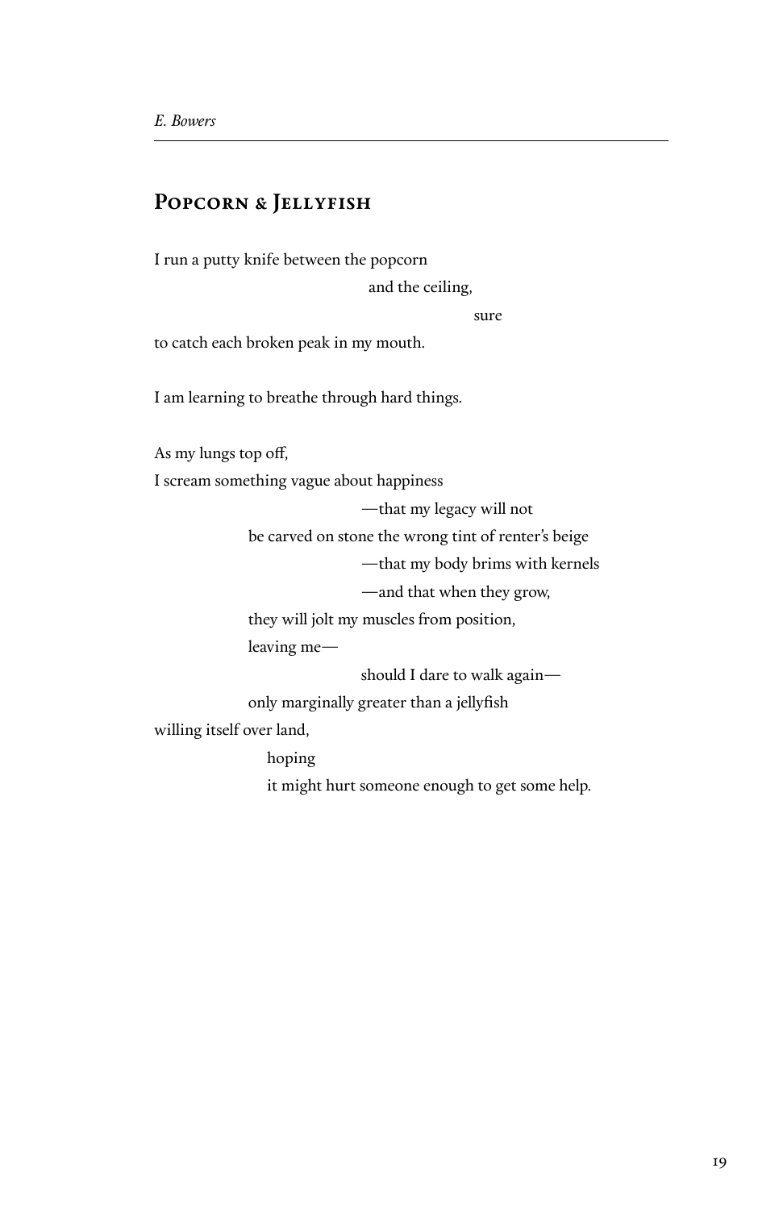## Popcorn & Jellyfish

I run a putty knife between the popcorn
                                        and the ceiling,
                                                            sure
to catch each broken peak in my mouth.

I am learning to breathe through hard things.

As my lungs top off,
I scream something vague about happiness
                                        —that my legacy will not
            be carved on stone the wrong tint of renter's beige
                                        —that my body brims with kernels
                                        —and that when they grow,
            they will jolt my muscles from position,
            leaving me—
                                        should I dare to walk again—
            only marginally greater than a jellyfish
willing itself over land,
              hoping
              it might hurt someone enough to get some help.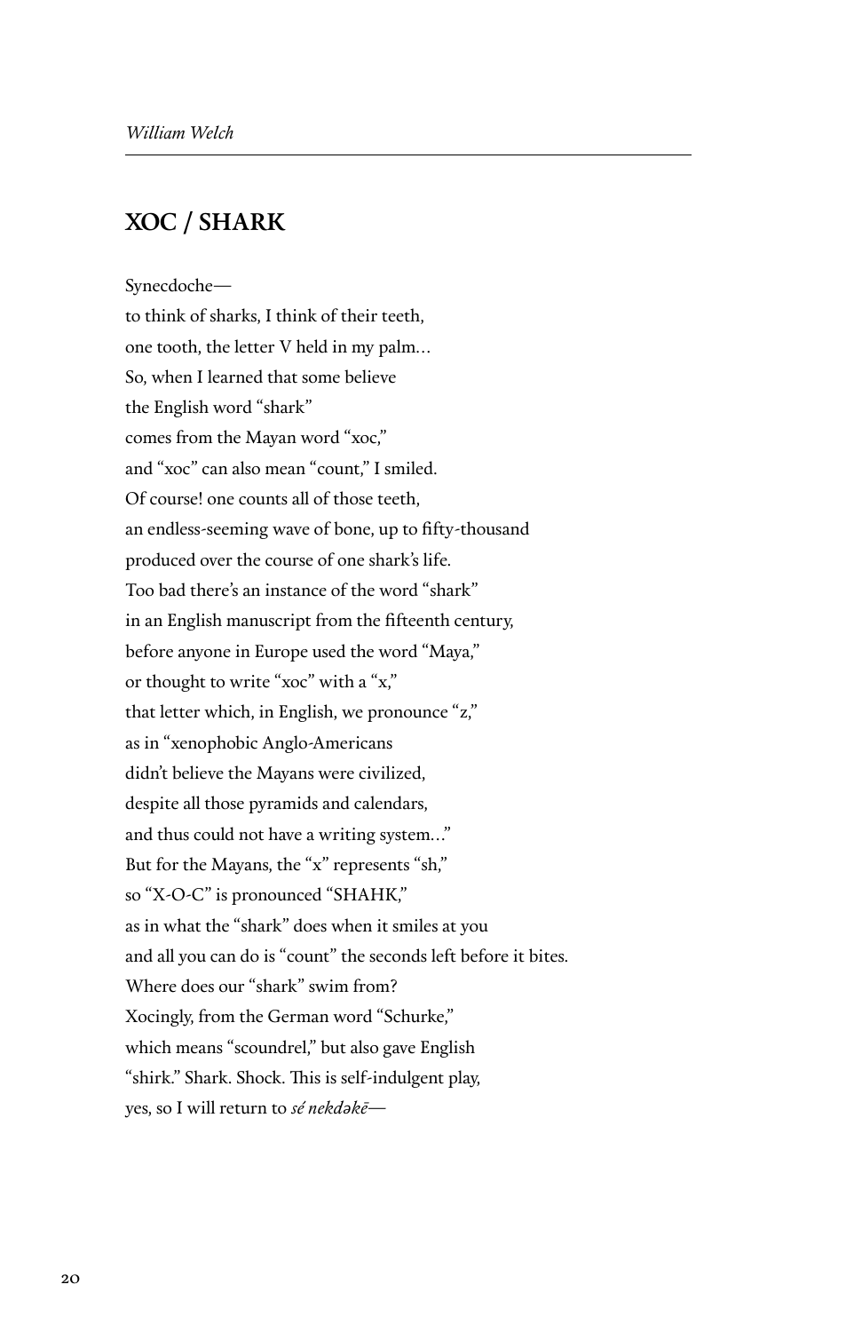## XOC / SHARK

Synecdoche—  
to think of sharks, I think of their teeth,  
one tooth, the letter V held in my palm…  
So, when I learned that some believe  
the English word "shark"  
comes from the Mayan word "xoc,"  
and "xoc" can also mean "count," I smiled.  
Of course! one counts all of those teeth,  
an endless-seeming wave of bone, up to fifty-thousand  
produced over the course of one shark's life.  
Too bad there's an instance of the word "shark"  
in an English manuscript from the fifteenth century,  
before anyone in Europe used the word "Maya,"  
or thought to write "xoc" with a "x,"  
that letter which, in English, we pronounce "z,"  
as in "xenophobic Anglo-Americans  
didn't believe the Mayans were civilized,  
despite all those pyramids and calendars,  
and thus could not have a writing system…"  
But for the Mayans, the "x" represents "sh,"  
so "X-O-C" is pronounced "SHAHK,"  
as in what the "shark" does when it smiles at you  
and all you can do is "count" the seconds left before it bites.  
Where does our "shark" swim from?  
Xocingly, from the German word "Schurke,"  
which means "scoundrel," but also gave English  
"shirk." Shark. Shock. This is self-indulgent play,  
yes, so I will return to *sé nekdəkē*—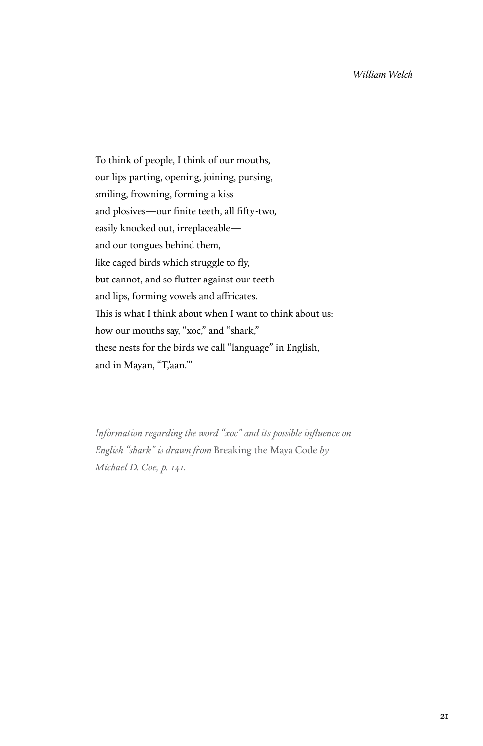To think of people, I think of our mouths,  
our lips parting, opening, joining, pursing,  
smiling, frowning, forming a kiss  
and plosives—our finite teeth, all fifty-two,  
easily knocked out, irreplaceable—  
and our tongues behind them,  
like caged birds which struggle to fly,  
but cannot, and so flutter against our teeth  
and lips, forming vowels and affricates.  
This is what I think about when I want to think about us:  
how our mouths say, “xoc,” and “shark,”  
these nests for the birds we call “language” in English,  
and in Mayan, “T,’aan.’”

*Information regarding the word “xoc” and its possible influence on English “shark” is drawn from* Breaking the Maya Code *by Michael D. Coe, p. 141.*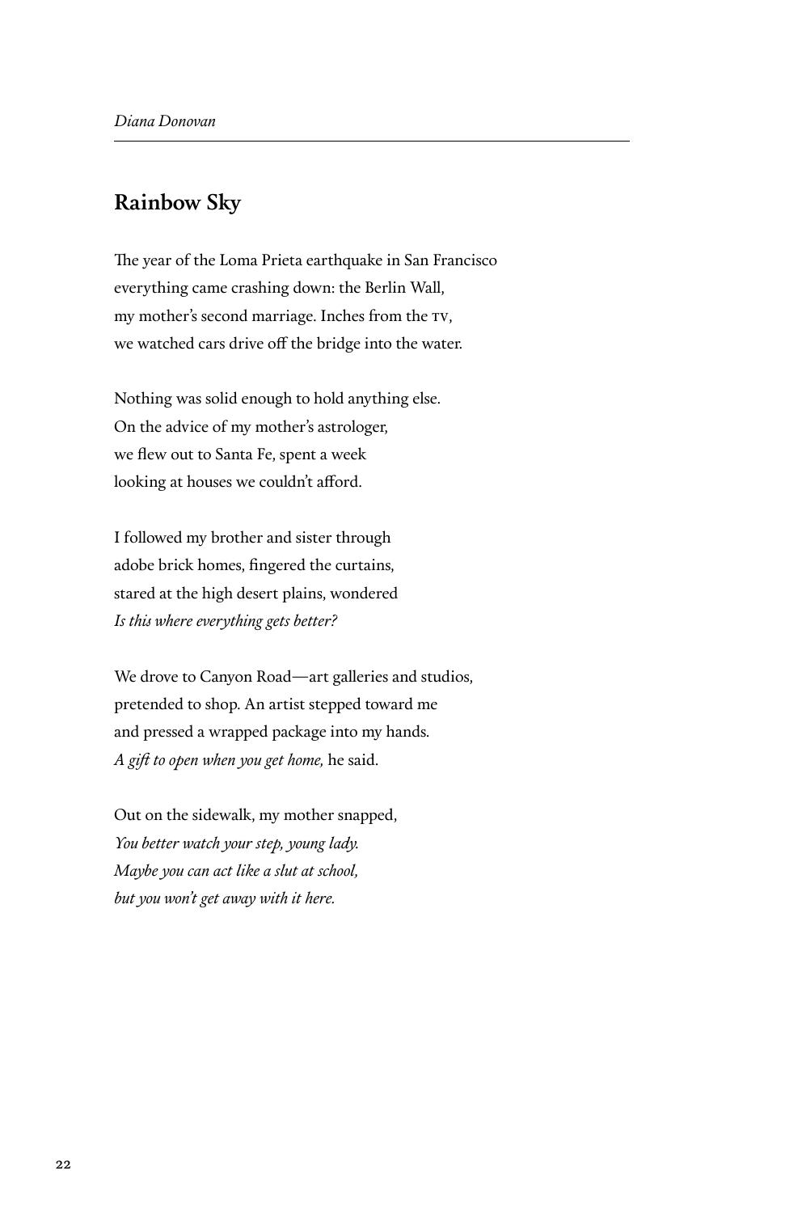*Diana Donovan*

## Rainbow Sky

The year of the Loma Prieta earthquake in San Francisco  
everything came crashing down: the Berlin Wall,  
my mother's second marriage. Inches from the TV,  
we watched cars drive off the bridge into the water.

Nothing was solid enough to hold anything else.  
On the advice of my mother's astrologer,  
we flew out to Santa Fe, spent a week  
looking at houses we couldn't afford.

I followed my brother and sister through  
adobe brick homes, fingered the curtains,  
stared at the high desert plains, wondered  
*Is this where everything gets better?*

We drove to Canyon Road—art galleries and studios,  
pretended to shop. An artist stepped toward me  
and pressed a wrapped package into my hands.  
*A gift to open when you get home,* he said.

Out on the sidewalk, my mother snapped,  
*You better watch your step, young lady.*  
*Maybe you can act like a slut at school,*  
*but you won't get away with it here.*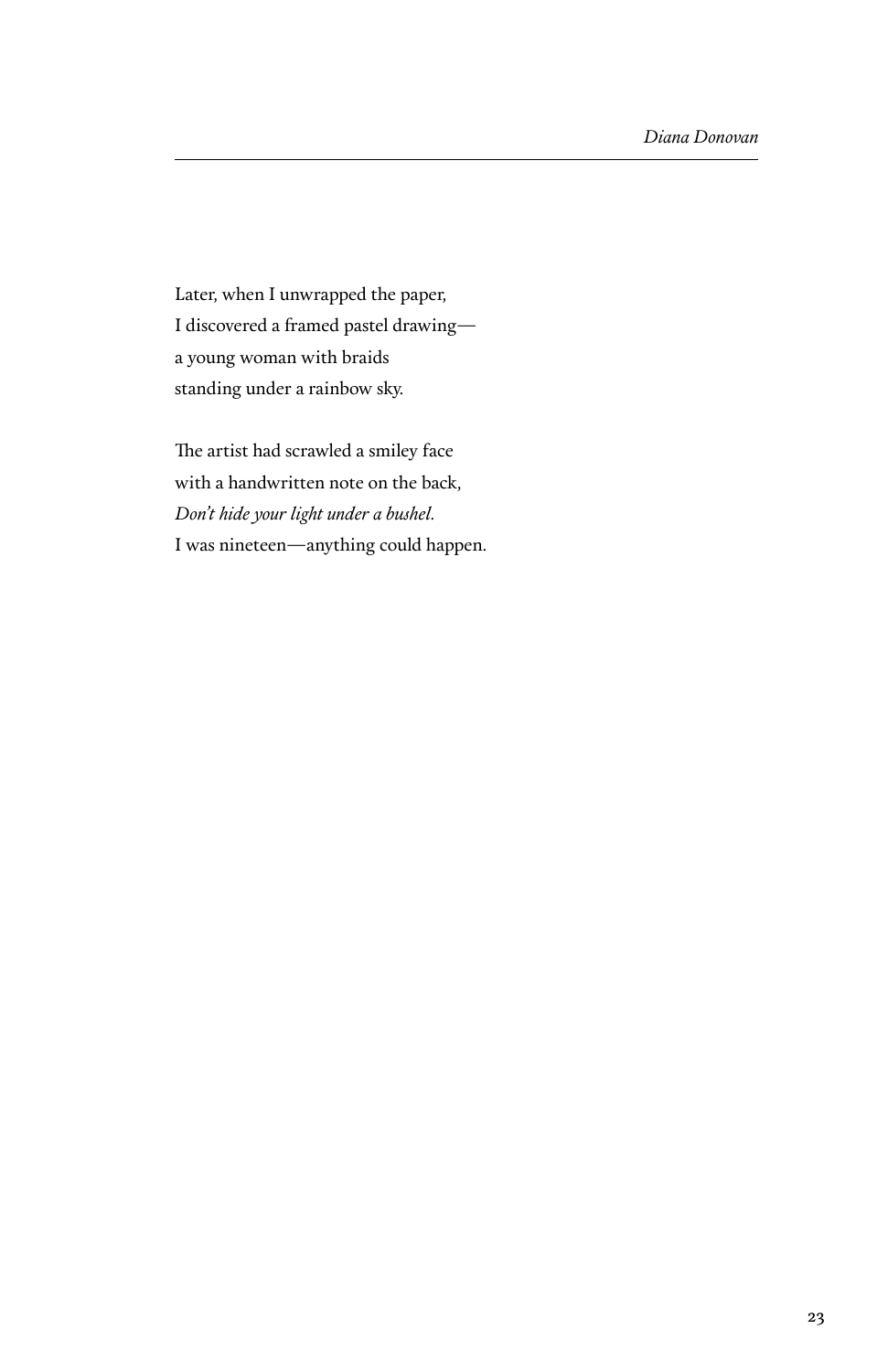Later, when I unwrapped the paper,  
I discovered a framed pastel drawing—  
a young woman with braids  
standing under a rainbow sky.

The artist had scrawled a smiley face  
with a handwritten note on the back,  
*Don't hide your light under a bushel.*  
I was nineteen—anything could happen.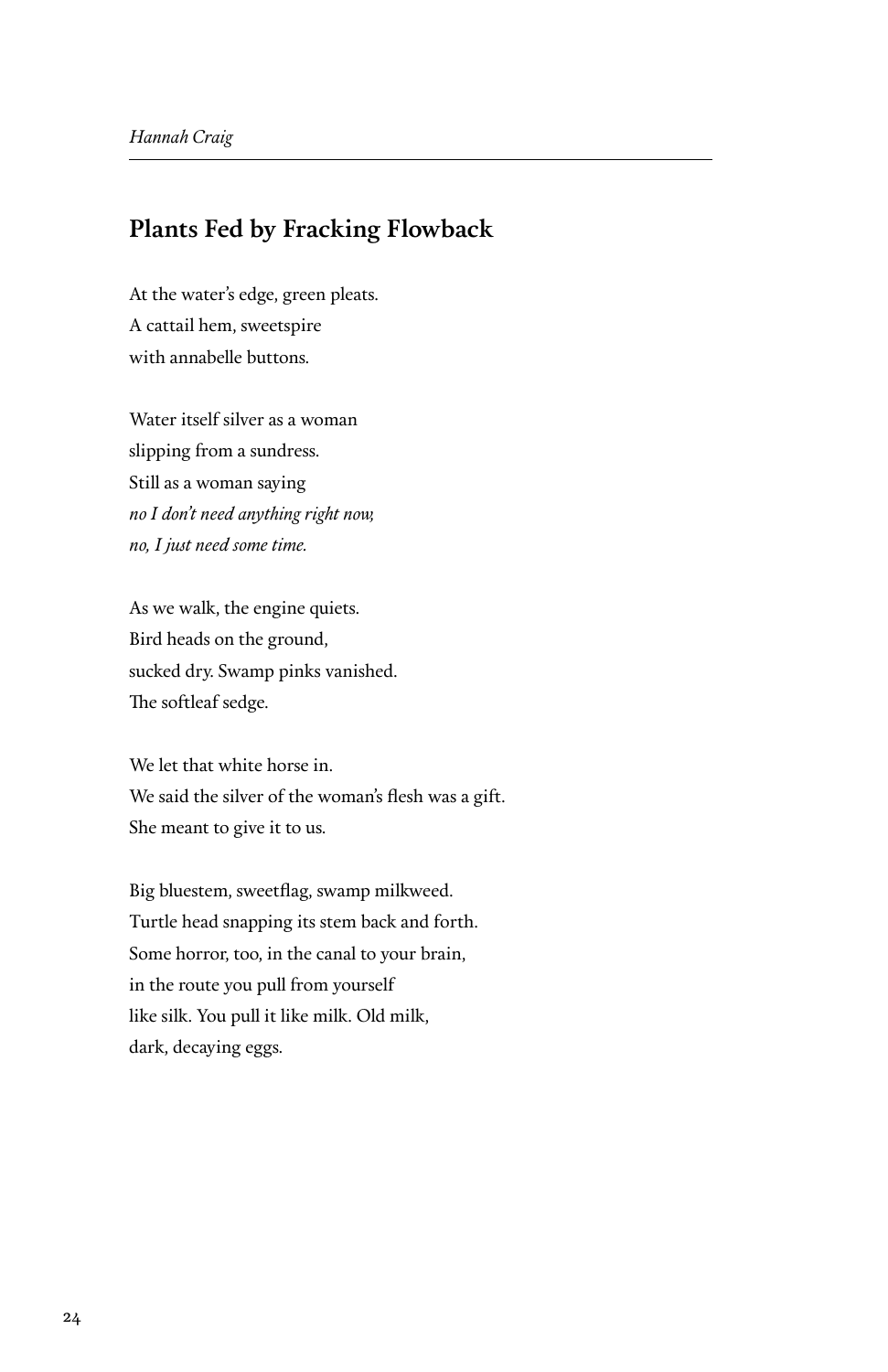*Hannah Craig*

## Plants Fed by Fracking Flowback

At the water's edge, green pleats.  
A cattail hem, sweetspire  
with annabelle buttons.

Water itself silver as a woman  
slipping from a sundress.  
Still as a woman saying  
*no I don't need anything right now,*  
*no, I just need some time.*

As we walk, the engine quiets.  
Bird heads on the ground,  
sucked dry. Swamp pinks vanished.  
The softleaf sedge.

We let that white horse in.  
We said the silver of the woman's flesh was a gift.  
She meant to give it to us.

Big bluestem, sweetflag, swamp milkweed.  
Turtle head snapping its stem back and forth.  
Some horror, too, in the canal to your brain,  
in the route you pull from yourself  
like silk. You pull it like milk. Old milk,  
dark, decaying eggs.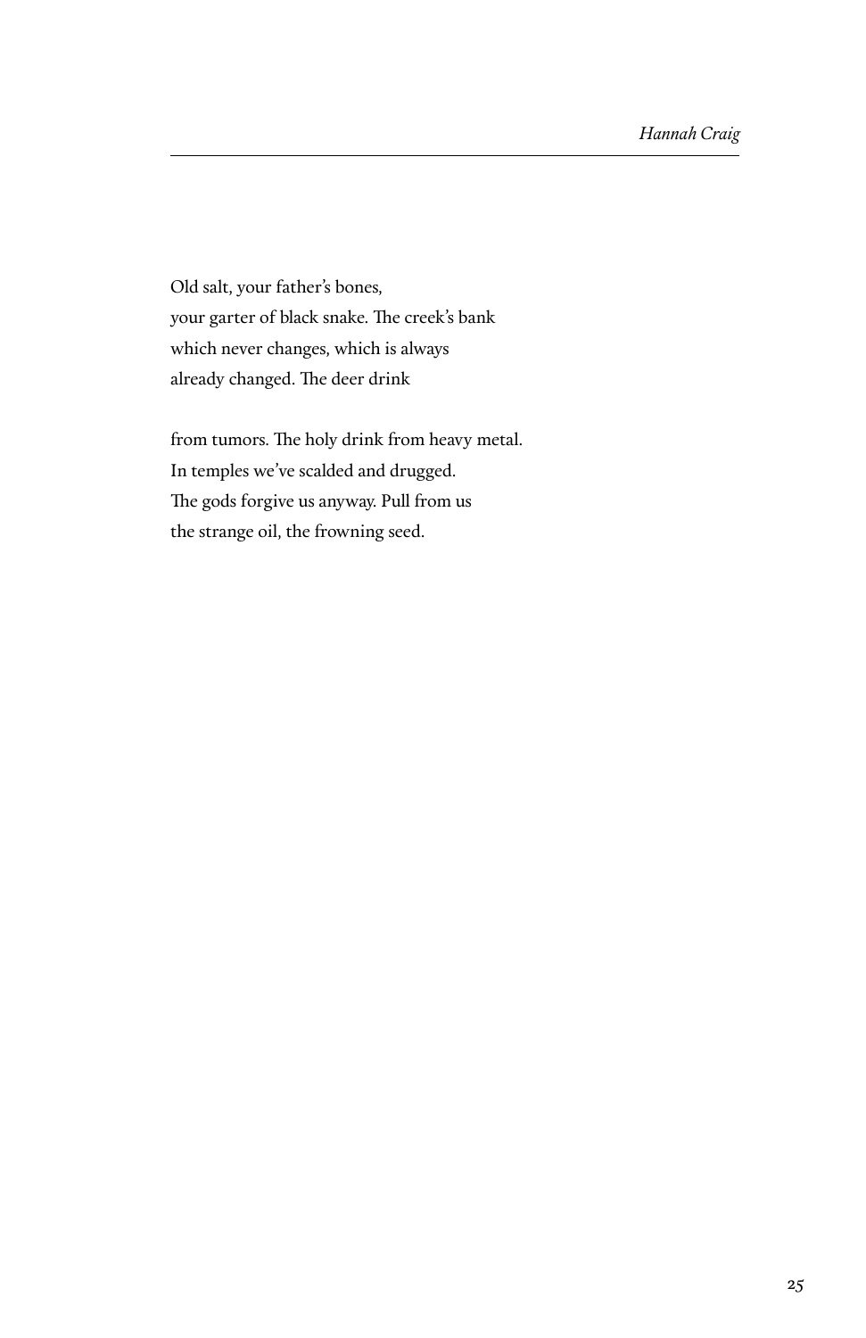Old salt, your father's bones,
your garter of black snake. The creek's bank
which never changes, which is always
already changed. The deer drink

from tumors. The holy drink from heavy metal.
In temples we've scalded and drugged.
The gods forgive us anyway. Pull from us
the strange oil, the frowning seed.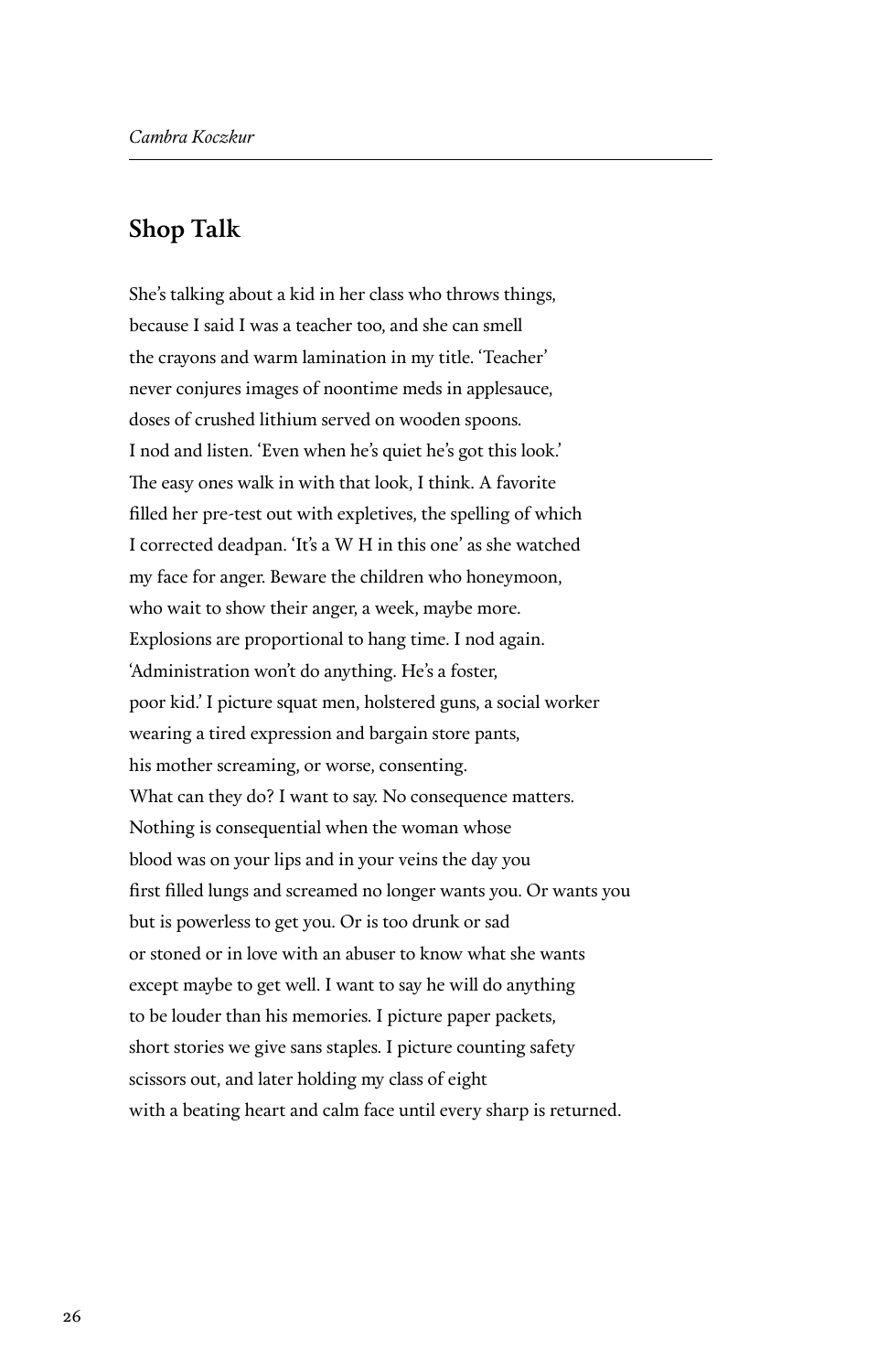*Cambra Koczkur*

## Shop Talk

She's talking about a kid in her class who throws things,
because I said I was a teacher too, and she can smell
the crayons and warm lamination in my title. 'Teacher'
never conjures images of noontime meds in applesauce,
doses of crushed lithium served on wooden spoons.
I nod and listen. 'Even when he's quiet he's got this look.'
The easy ones walk in with that look, I think. A favorite
filled her pre-test out with expletives, the spelling of which
I corrected deadpan. 'It's a W H in this one' as she watched
my face for anger. Beware the children who honeymoon,
who wait to show their anger, a week, maybe more.
Explosions are proportional to hang time. I nod again.
'Administration won't do anything. He's a foster,
poor kid.' I picture squat men, holstered guns, a social worker
wearing a tired expression and bargain store pants,
his mother screaming, or worse, consenting.
What can they do? I want to say. No consequence matters.
Nothing is consequential when the woman whose
blood was on your lips and in your veins the day you
first filled lungs and screamed no longer wants you. Or wants you
but is powerless to get you. Or is too drunk or sad
or stoned or in love with an abuser to know what she wants
except maybe to get well. I want to say he will do anything
to be louder than his memories. I picture paper packets,
short stories we give sans staples. I picture counting safety
scissors out, and later holding my class of eight
with a beating heart and calm face until every sharp is returned.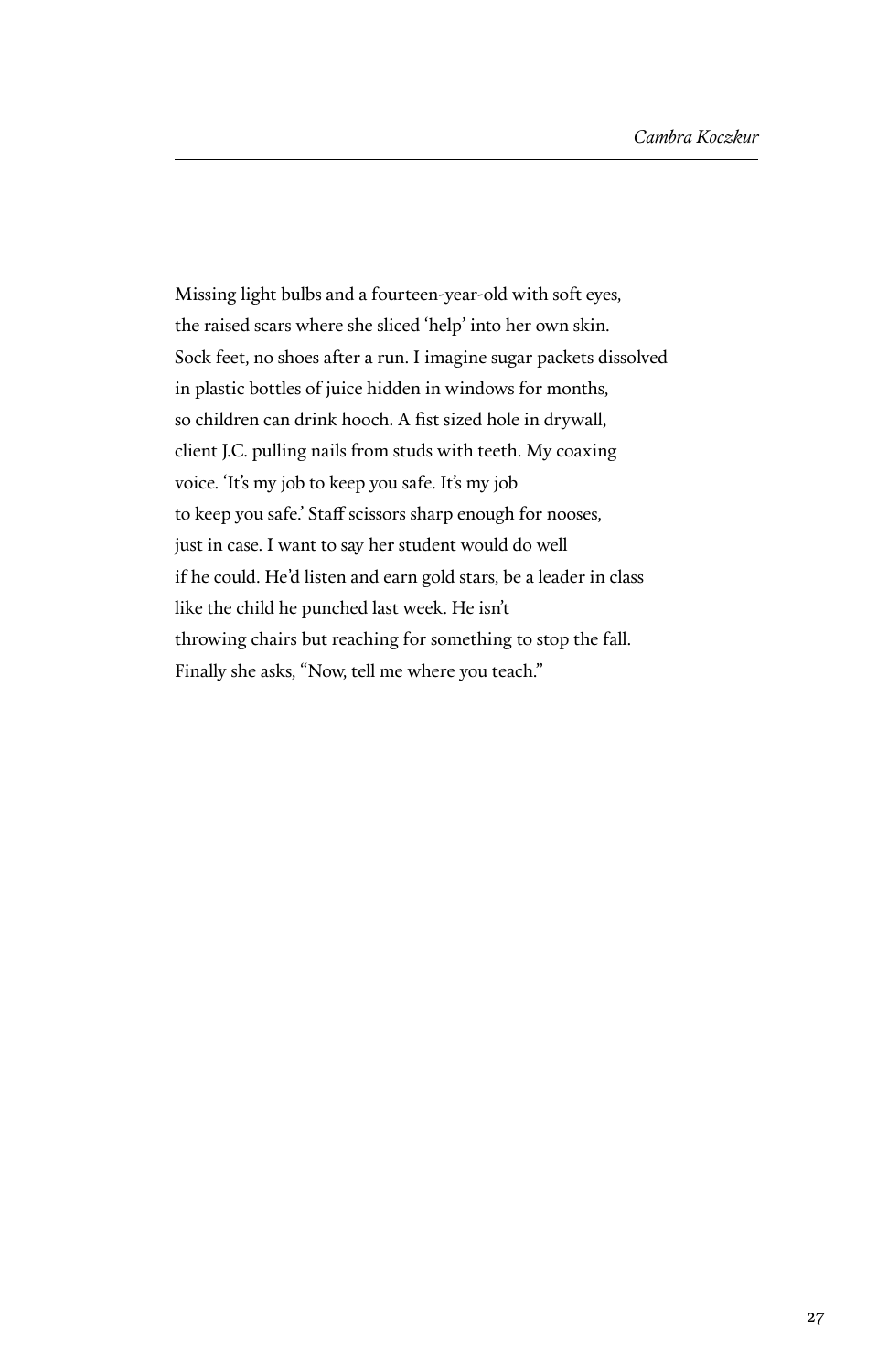Missing light bulbs and a fourteen-year-old with soft eyes,  
the raised scars where she sliced 'help' into her own skin.  
Sock feet, no shoes after a run. I imagine sugar packets dissolved  
in plastic bottles of juice hidden in windows for months,  
so children can drink hooch. A fist sized hole in drywall,  
client J.C. pulling nails from studs with teeth. My coaxing  
voice. 'It's my job to keep you safe. It's my job  
to keep you safe.' Staff scissors sharp enough for nooses,  
just in case. I want to say her student would do well  
if he could. He'd listen and earn gold stars, be a leader in class  
like the child he punched last week. He isn't  
throwing chairs but reaching for something to stop the fall.  
Finally she asks, "Now, tell me where you teach."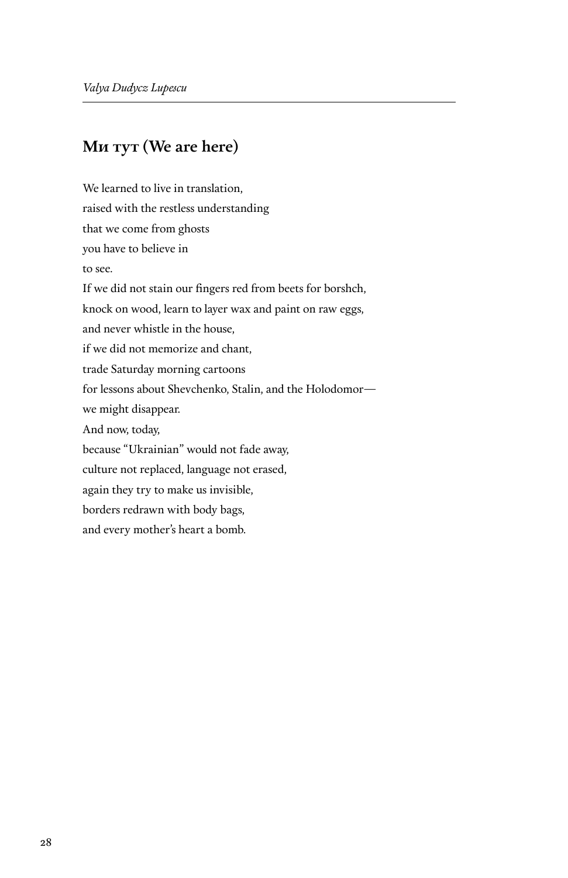*Valya Dudycz Lupescu*

## Ми тут (We are here)

We learned to live in translation,  
raised with the restless understanding  
that we come from ghosts  
you have to believe in  
to see.  
If we did not stain our fingers red from beets for borshch,  
knock on wood, learn to layer wax and paint on raw eggs,  
and never whistle in the house,  
if we did not memorize and chant,  
trade Saturday morning cartoons  
for lessons about Shevchenko, Stalin, and the Holodomor—  
we might disappear.  
And now, today,  
because "Ukrainian" would not fade away,  
culture not replaced, language not erased,  
again they try to make us invisible,  
borders redrawn with body bags,  
and every mother's heart a bomb.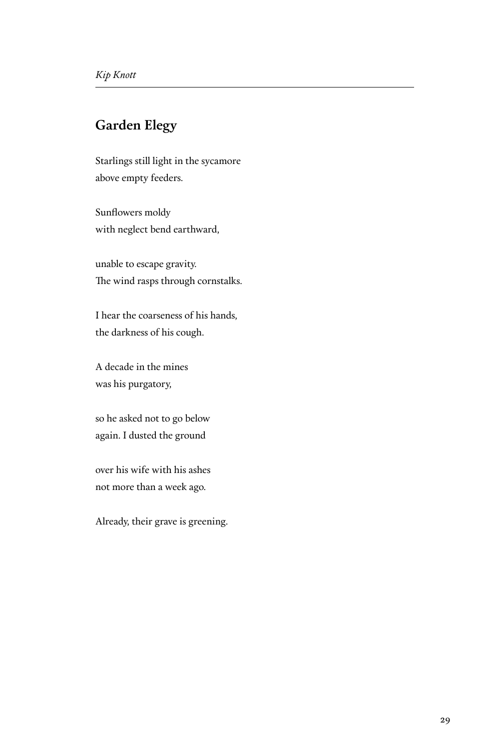*Kip Knott*

## Garden Elegy

Starlings still light in the sycamore  
above empty feeders.

Sunflowers moldy  
with neglect bend earthward,

unable to escape gravity.  
The wind rasps through cornstalks.

I hear the coarseness of his hands,  
the darkness of his cough.

A decade in the mines  
was his purgatory,

so he asked not to go below  
again. I dusted the ground

over his wife with his ashes  
not more than a week ago.

Already, their grave is greening.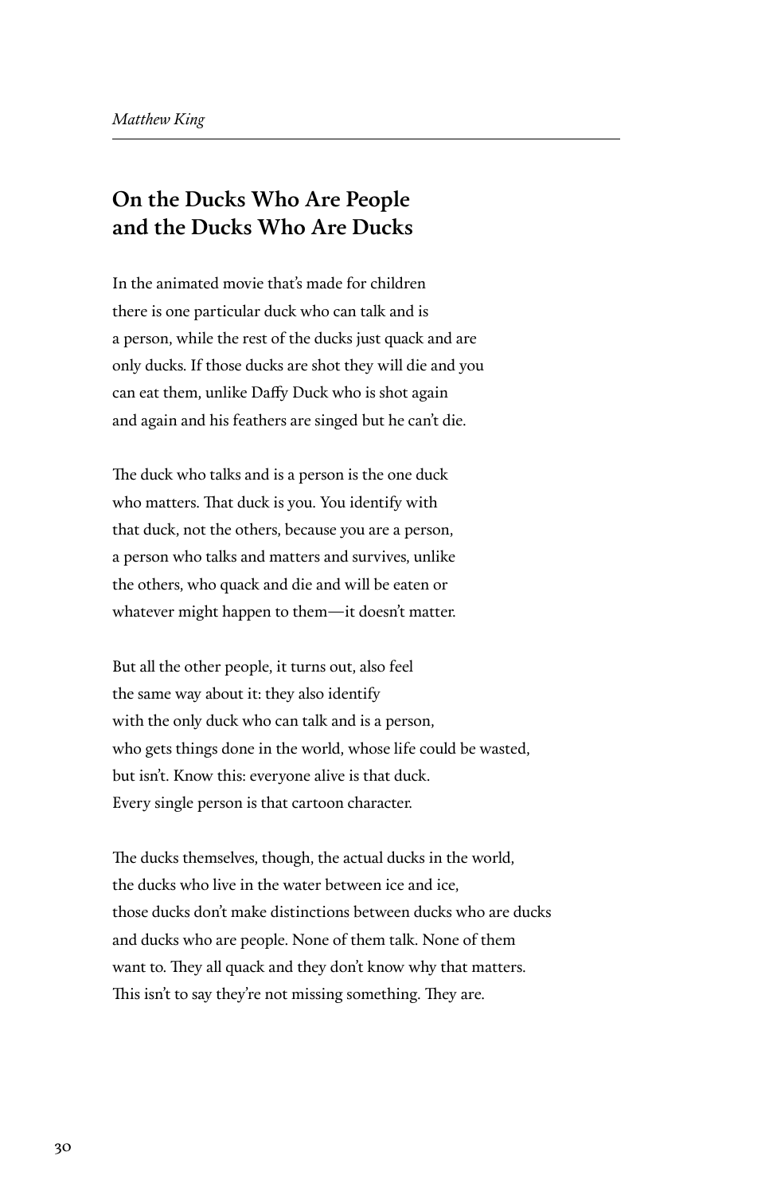*Matthew King*

## On the Ducks Who Are People and the Ducks Who Are Ducks

In the animated movie that's made for children
there is one particular duck who can talk and is
a person, while the rest of the ducks just quack and are
only ducks. If those ducks are shot they will die and you
can eat them, unlike Daffy Duck who is shot again
and again and his feathers are singed but he can't die.

The duck who talks and is a person is the one duck
who matters. That duck is you. You identify with
that duck, not the others, because you are a person,
a person who talks and matters and survives, unlike
the others, who quack and die and will be eaten or
whatever might happen to them—it doesn't matter.

But all the other people, it turns out, also feel
the same way about it: they also identify
with the only duck who can talk and is a person,
who gets things done in the world, whose life could be wasted,
but isn't. Know this: everyone alive is that duck.
Every single person is that cartoon character.

The ducks themselves, though, the actual ducks in the world,
the ducks who live in the water between ice and ice,
those ducks don't make distinctions between ducks who are ducks
and ducks who are people. None of them talk. None of them
want to. They all quack and they don't know why that matters.
This isn't to say they're not missing something. They are.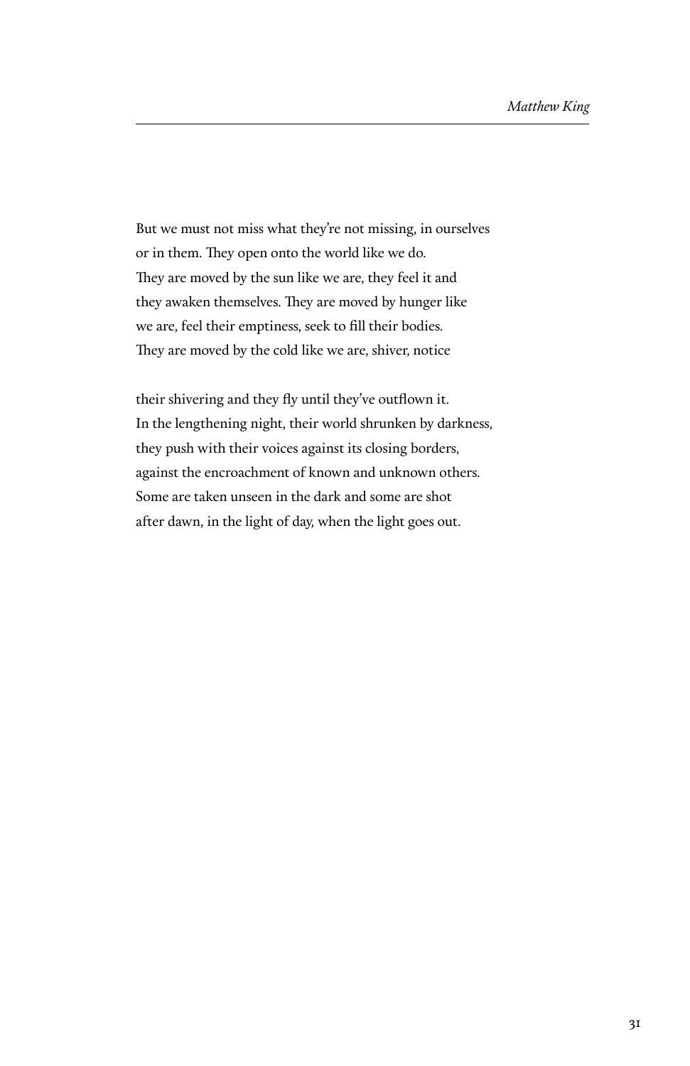But we must not miss what they're not missing, in ourselves
or in them. They open onto the world like we do.
They are moved by the sun like we are, they feel it and
they awaken themselves. They are moved by hunger like
we are, feel their emptiness, seek to fill their bodies.
They are moved by the cold like we are, shiver, notice

their shivering and they fly until they've outflown it.
In the lengthening night, their world shrunken by darkness,
they push with their voices against its closing borders,
against the encroachment of known and unknown others.
Some are taken unseen in the dark and some are shot
after dawn, in the light of day, when the light goes out.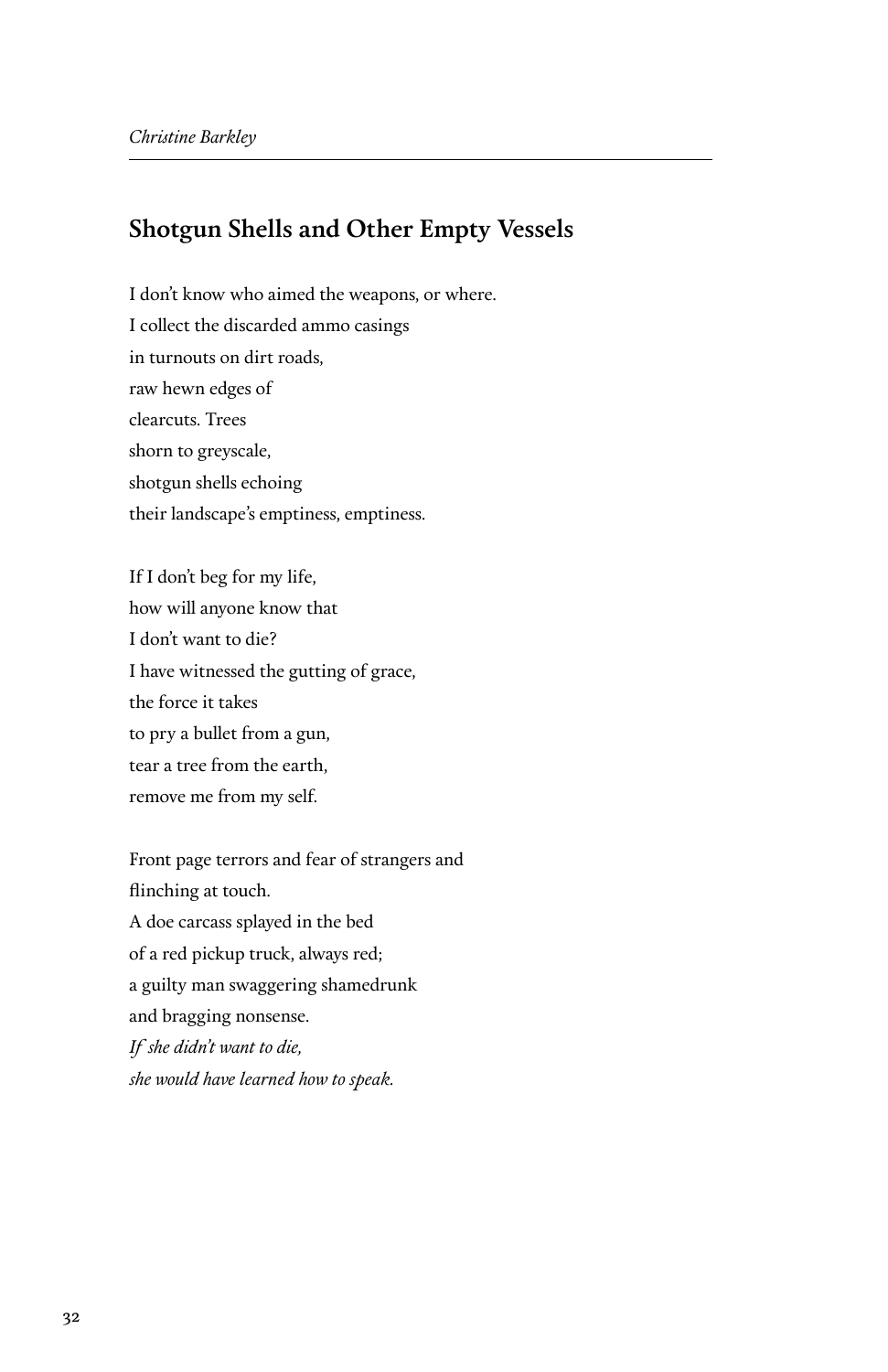*Christine Barkley*

## Shotgun Shells and Other Empty Vessels

I don't know who aimed the weapons, or where.  
I collect the discarded ammo casings  
in turnouts on dirt roads,  
raw hewn edges of  
clearcuts. Trees  
shorn to greyscale,  
shotgun shells echoing  
their landscape's emptiness, emptiness.

If I don't beg for my life,  
how will anyone know that  
I don't want to die?  
I have witnessed the gutting of grace,  
the force it takes  
to pry a bullet from a gun,  
tear a tree from the earth,  
remove me from my self.

Front page terrors and fear of strangers and  
flinching at touch.  
A doe carcass splayed in the bed  
of a red pickup truck, always red;  
a guilty man swaggering shamedrunk  
and bragging nonsense.  
*If she didn't want to die,*  
*she would have learned how to speak.*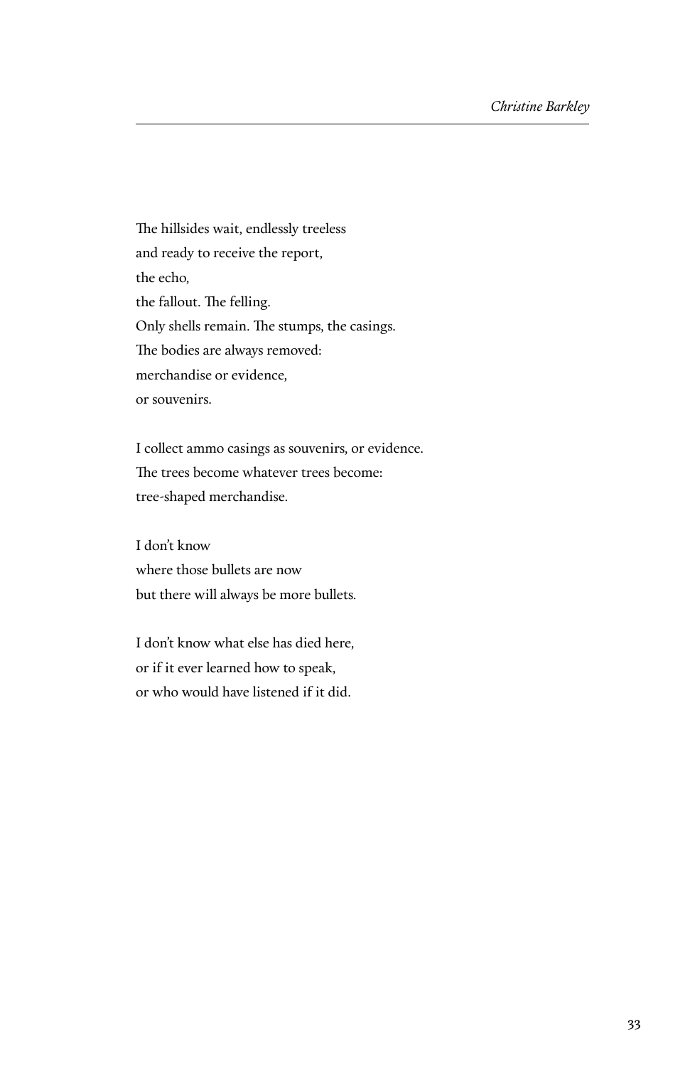The hillsides wait, endlessly treeless  
and ready to receive the report,  
the echo,  
the fallout. The felling.  
Only shells remain. The stumps, the casings.  
The bodies are always removed:  
merchandise or evidence,  
or souvenirs.

I collect ammo casings as souvenirs, or evidence.  
The trees become whatever trees become:  
tree-shaped merchandise.

I don't know  
where those bullets are now  
but there will always be more bullets.

I don't know what else has died here,  
or if it ever learned how to speak,  
or who would have listened if it did.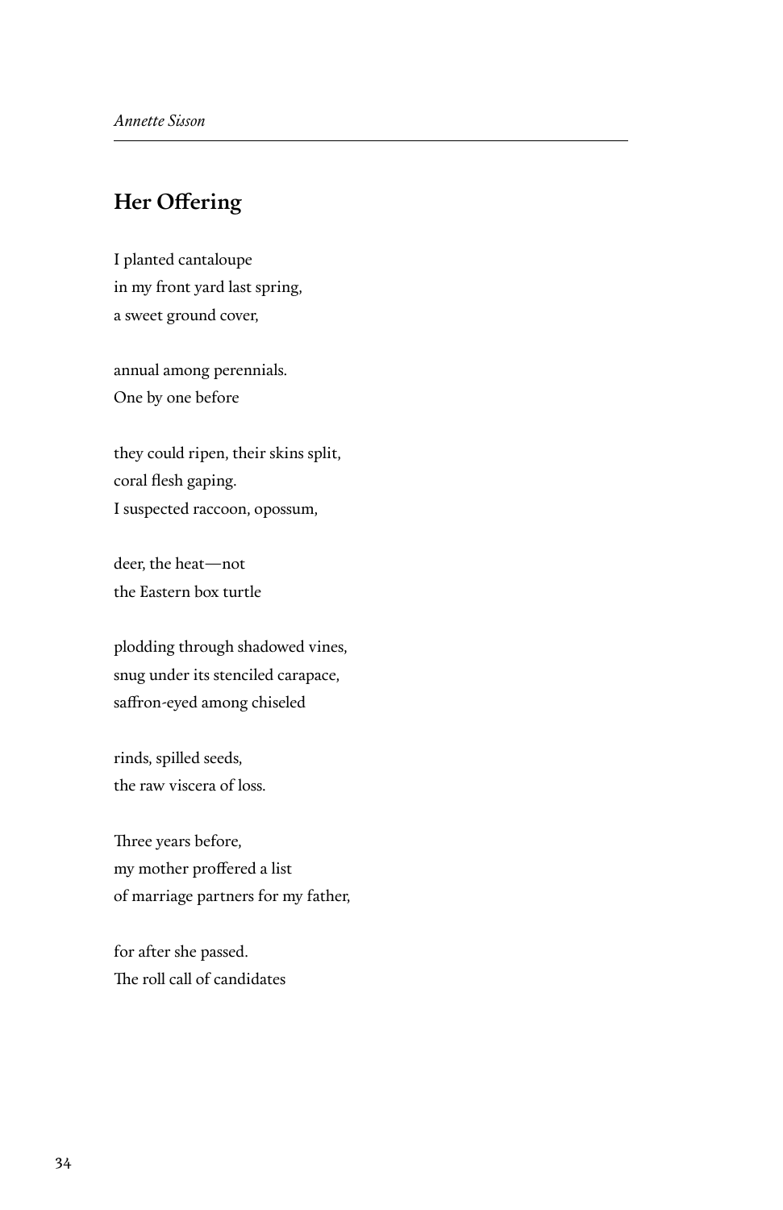## Her Offering

I planted cantaloupe
in my front yard last spring,
a sweet ground cover,

annual among perennials.
One by one before

they could ripen, their skins split,
coral flesh gaping.
I suspected raccoon, opossum,

deer, the heat—not
the Eastern box turtle

plodding through shadowed vines,
snug under its stenciled carapace,
saffron-eyed among chiseled

rinds, spilled seeds,
the raw viscera of loss.

Three years before,
my mother proffered a list
of marriage partners for my father,

for after she passed.
The roll call of candidates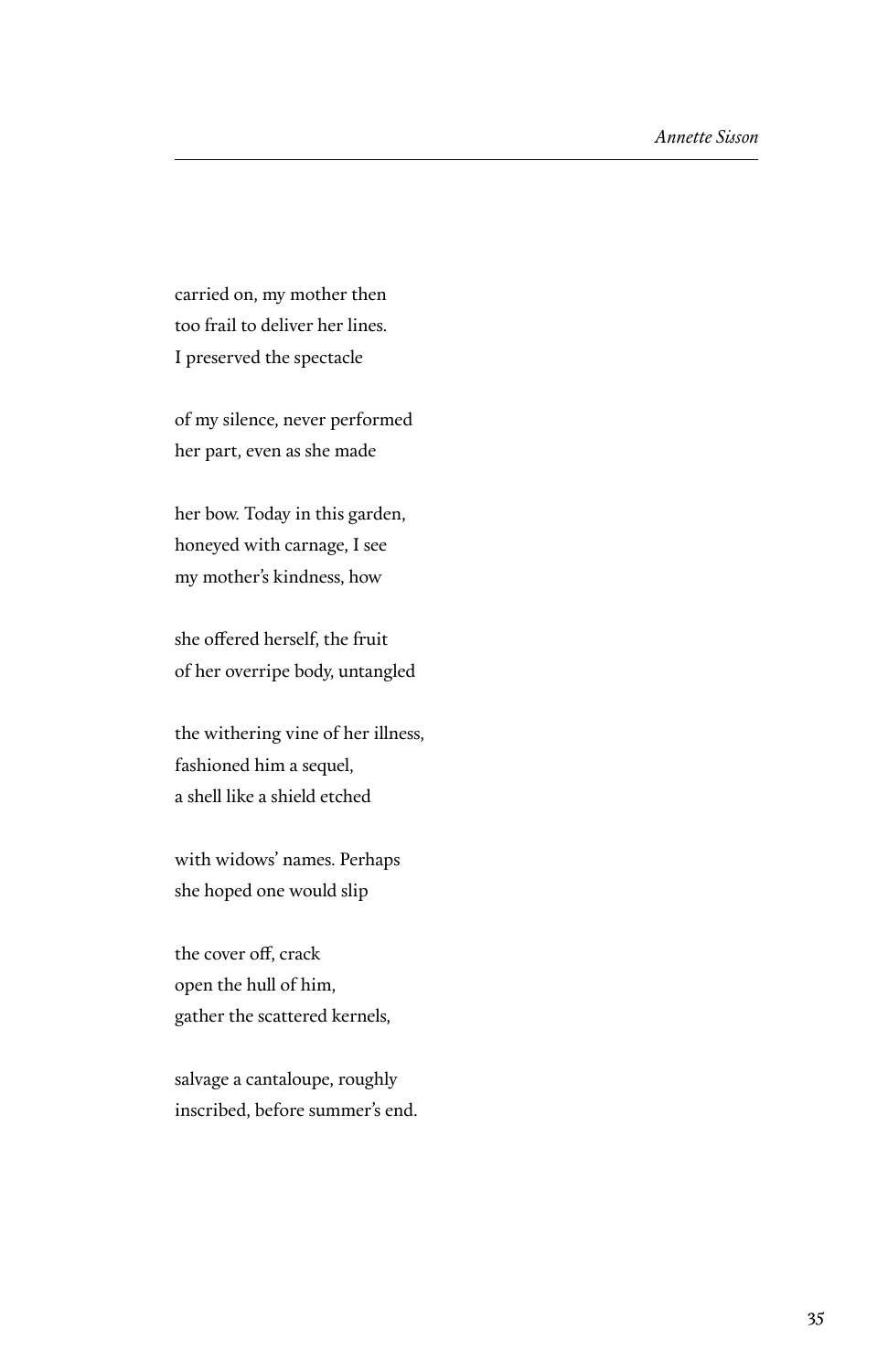carried on, my mother then  
too frail to deliver her lines.  
I preserved the spectacle

of my silence, never performed  
her part, even as she made

her bow. Today in this garden,  
honeyed with carnage, I see  
my mother's kindness, how

she offered herself, the fruit  
of her overripe body, untangled

the withering vine of her illness,  
fashioned him a sequel,  
a shell like a shield etched

with widows' names. Perhaps  
she hoped one would slip

the cover off, crack  
open the hull of him,  
gather the scattered kernels,

salvage a cantaloupe, roughly  
inscribed, before summer's end.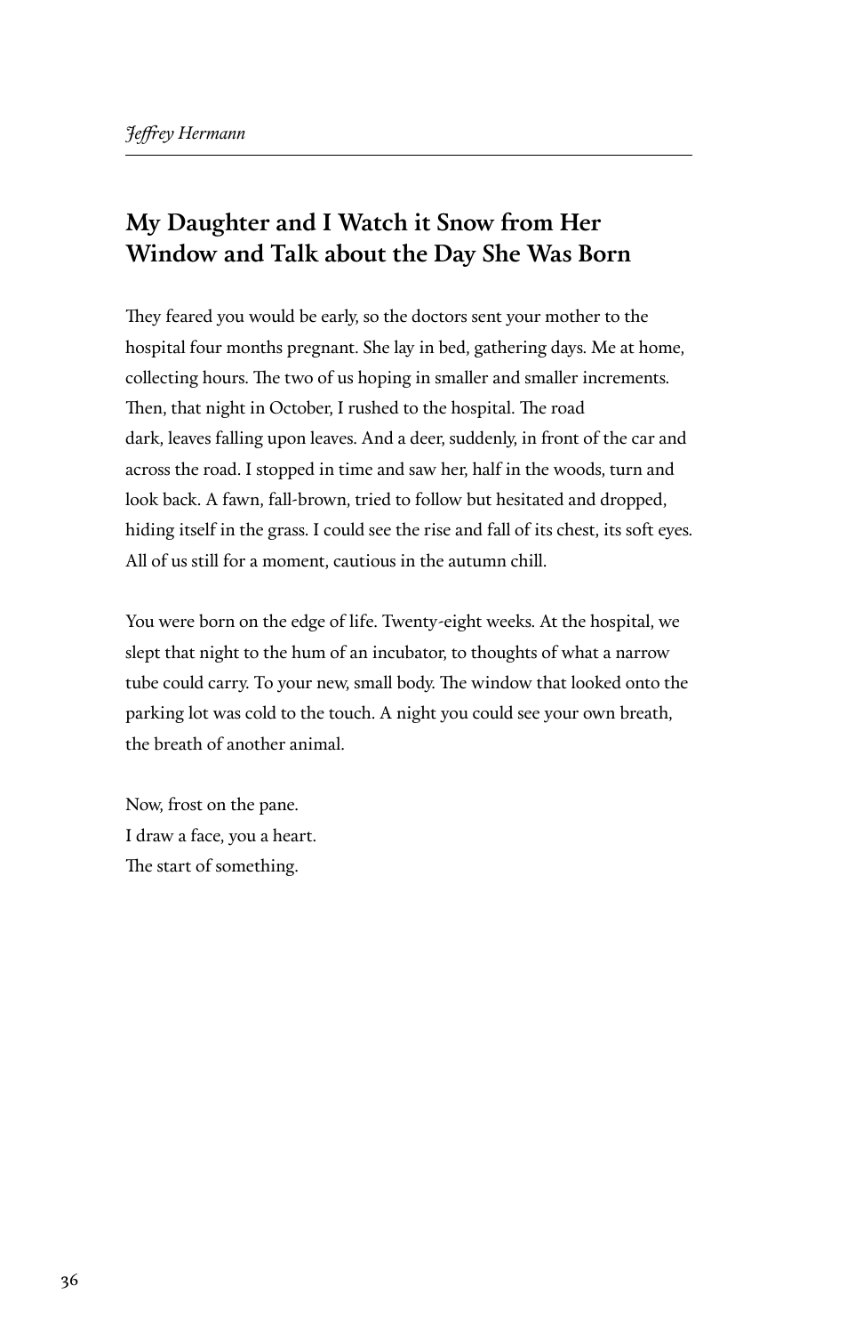*Jeffrey Hermann*

## My Daughter and I Watch it Snow from Her Window and Talk about the Day She Was Born

They feared you would be early, so the doctors sent your mother to the hospital four months pregnant. She lay in bed, gathering days. Me at home, collecting hours. The two of us hoping in smaller and smaller increments. Then, that night in October, I rushed to the hospital. The road dark, leaves falling upon leaves. And a deer, suddenly, in front of the car and across the road. I stopped in time and saw her, half in the woods, turn and look back. A fawn, fall-brown, tried to follow but hesitated and dropped, hiding itself in the grass. I could see the rise and fall of its chest, its soft eyes. All of us still for a moment, cautious in the autumn chill.

You were born on the edge of life. Twenty-eight weeks. At the hospital, we slept that night to the hum of an incubator, to thoughts of what a narrow tube could carry. To your new, small body. The window that looked onto the parking lot was cold to the touch. A night you could see your own breath, the breath of another animal.

Now, frost on the pane.  
I draw a face, you a heart.  
The start of something.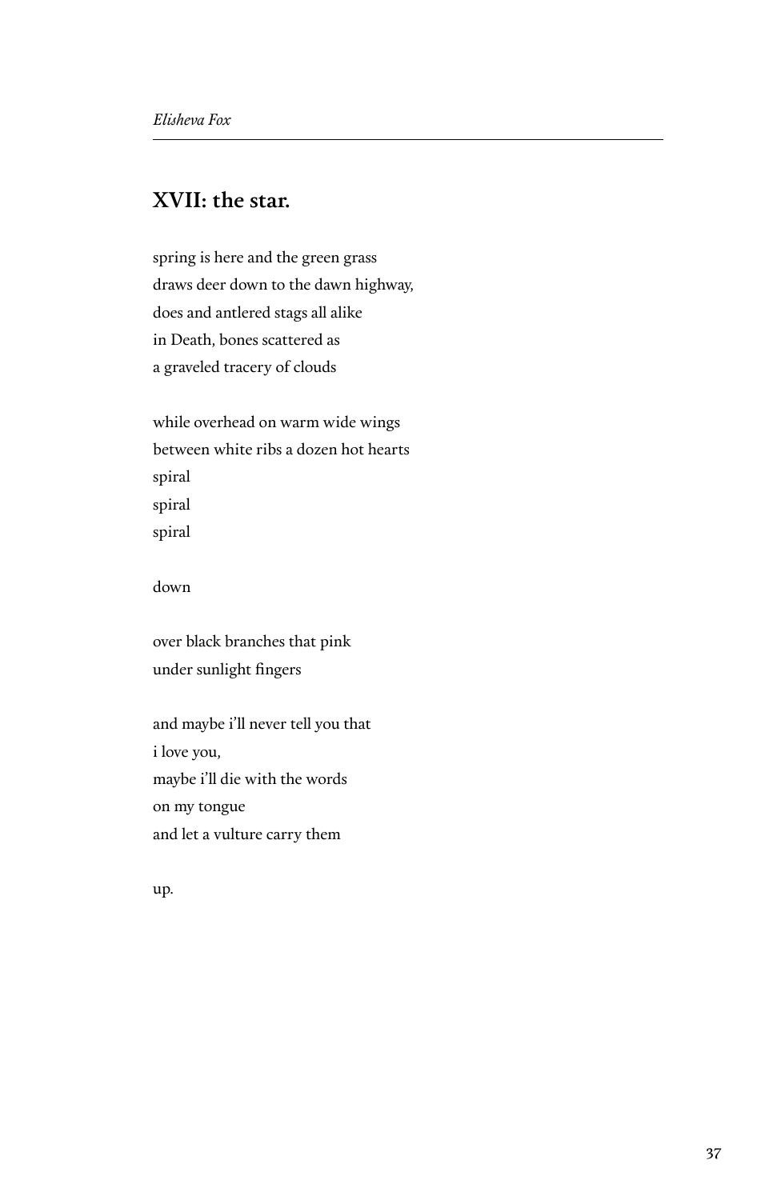## XVII: the star.

spring is here and the green grass  
draws deer down to the dawn highway,  
does and antlered stags all alike  
in Death, bones scattered as  
a graveled tracery of clouds

while overhead on warm wide wings  
between white ribs a dozen hot hearts  
spiral  
spiral  
spiral

down

over black branches that pink  
under sunlight fingers

and maybe i'll never tell you that  
i love you,  
maybe i'll die with the words  
on my tongue  
and let a vulture carry them

up.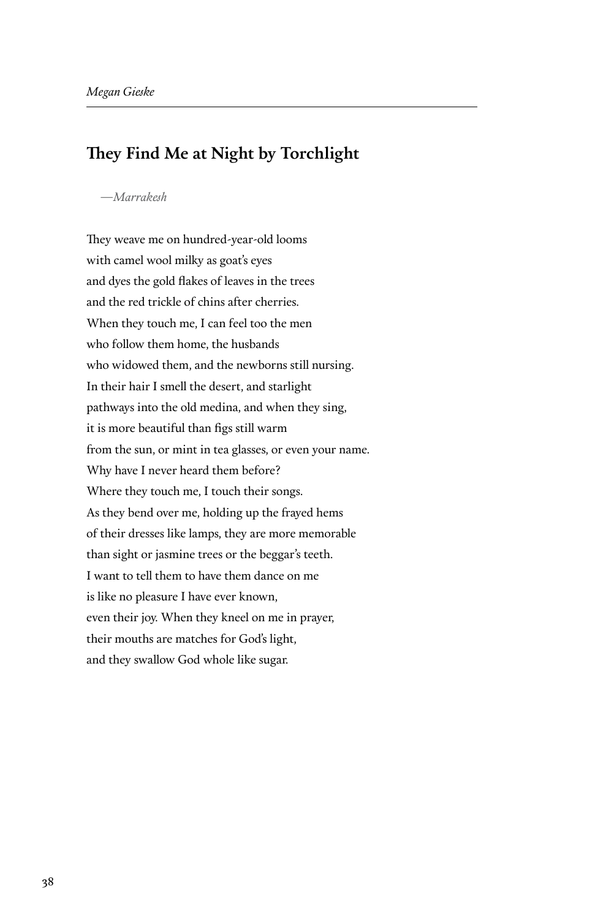## They Find Me at Night by Torchlight

*—Marrakesh*

They weave me on hundred-year-old looms  
with camel wool milky as goat's eyes  
and dyes the gold flakes of leaves in the trees  
and the red trickle of chins after cherries.  
When they touch me, I can feel too the men  
who follow them home, the husbands  
who widowed them, and the newborns still nursing.  
In their hair I smell the desert, and starlight  
pathways into the old medina, and when they sing,  
it is more beautiful than figs still warm  
from the sun, or mint in tea glasses, or even your name.  
Why have I never heard them before?  
Where they touch me, I touch their songs.  
As they bend over me, holding up the frayed hems  
of their dresses like lamps, they are more memorable  
than sight or jasmine trees or the beggar's teeth.  
I want to tell them to have them dance on me  
is like no pleasure I have ever known,  
even their joy. When they kneel on me in prayer,  
their mouths are matches for God's light,  
and they swallow God whole like sugar.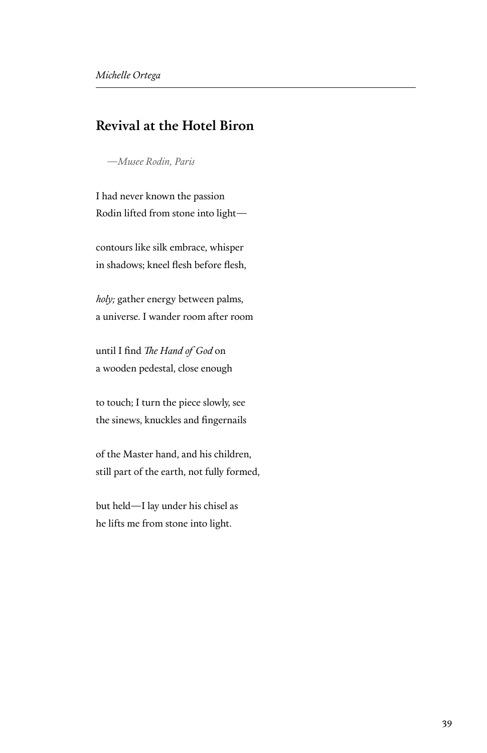*Michelle Ortega*

## Revival at the Hotel Biron

*—Musee Rodin, Paris*

I had never known the passion
Rodin lifted from stone into light—

contours like silk embrace, whisper
in shadows; kneel flesh before flesh,

*holy;* gather energy between palms,
a universe. I wander room after room

until I find *The Hand of God* on
a wooden pedestal, close enough

to touch; I turn the piece slowly, see
the sinews, knuckles and fingernails

of the Master hand, and his children,
still part of the earth, not fully formed,

but held—I lay under his chisel as
he lifts me from stone into light.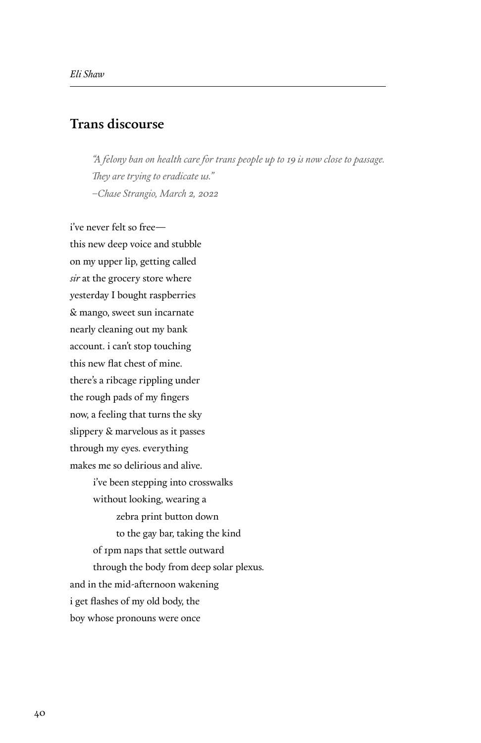## Trans discourse

> *"A felony ban on health care for trans people up to 19 is now close to passage.*
> *They are trying to eradicate us."*
> *–Chase Strangio, March 2, 2022*

i've never felt so free—
this new deep voice and stubble
on my upper lip, getting called
*sir* at the grocery store where
yesterday I bought raspberries
& mango, sweet sun incarnate
nearly cleaning out my bank
account. i can't stop touching
this new flat chest of mine.
there's a ribcage rippling under
the rough pads of my fingers
now, a feeling that turns the sky
slippery & marvelous as it passes
through my eyes. everything
makes me so delirious and alive.
&nbsp;&nbsp;&nbsp;&nbsp;&nbsp;&nbsp;&nbsp;&nbsp;i've been stepping into crosswalks
&nbsp;&nbsp;&nbsp;&nbsp;&nbsp;&nbsp;&nbsp;&nbsp;without looking, wearing a
&nbsp;&nbsp;&nbsp;&nbsp;&nbsp;&nbsp;&nbsp;&nbsp;&nbsp;&nbsp;&nbsp;&nbsp;&nbsp;&nbsp;&nbsp;&nbsp;zebra print button down
&nbsp;&nbsp;&nbsp;&nbsp;&nbsp;&nbsp;&nbsp;&nbsp;&nbsp;&nbsp;&nbsp;&nbsp;&nbsp;&nbsp;&nbsp;&nbsp;to the gay bar, taking the kind
&nbsp;&nbsp;&nbsp;&nbsp;&nbsp;&nbsp;&nbsp;&nbsp;of 1pm naps that settle outward
&nbsp;&nbsp;&nbsp;&nbsp;&nbsp;&nbsp;&nbsp;&nbsp;through the body from deep solar plexus.
and in the mid-afternoon wakening
i get flashes of my old body, the
boy whose pronouns were once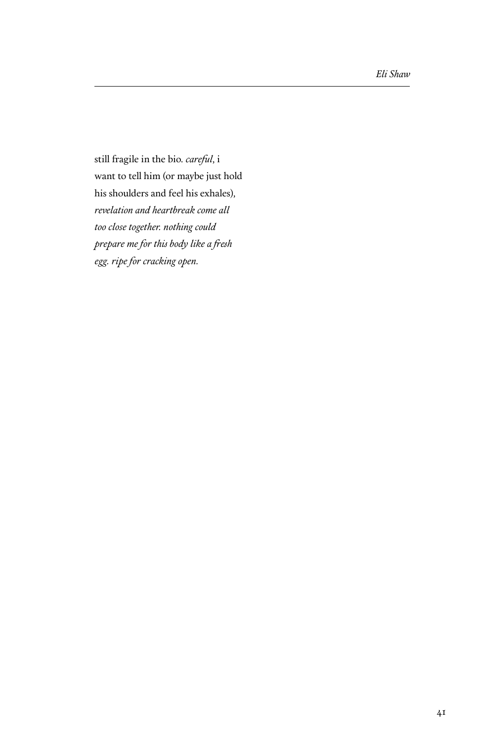still fragile in the bio. *careful,* i
want to tell him (or maybe just hold
his shoulders and feel his exhales),
*revelation and heartbreak come all*
*too close together. nothing could*
*prepare me for this body like a fresh*
*egg. ripe for cracking open.*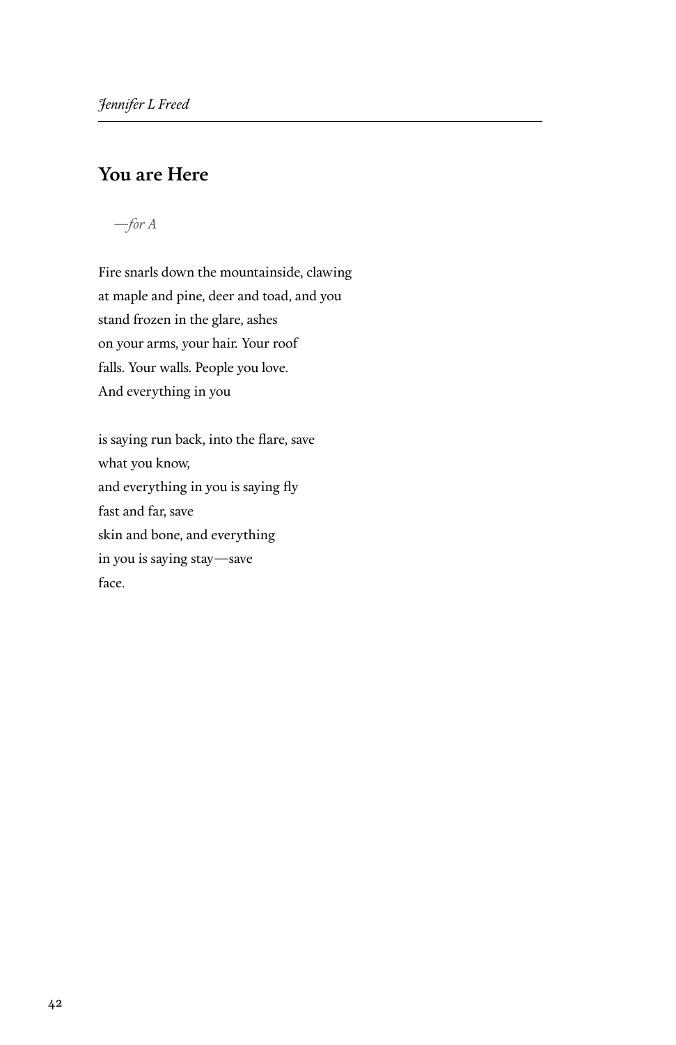## You are Here

*—for A*

Fire snarls down the mountainside, clawing  
at maple and pine, deer and toad, and you  
stand frozen in the glare, ashes  
on your arms, your hair. Your roof  
falls. Your walls. People you love.  
And everything in you

is saying run back, into the flare, save  
what you know,  
and everything in you is saying fly  
fast and far, save  
skin and bone, and everything  
in you is saying stay—save  
face.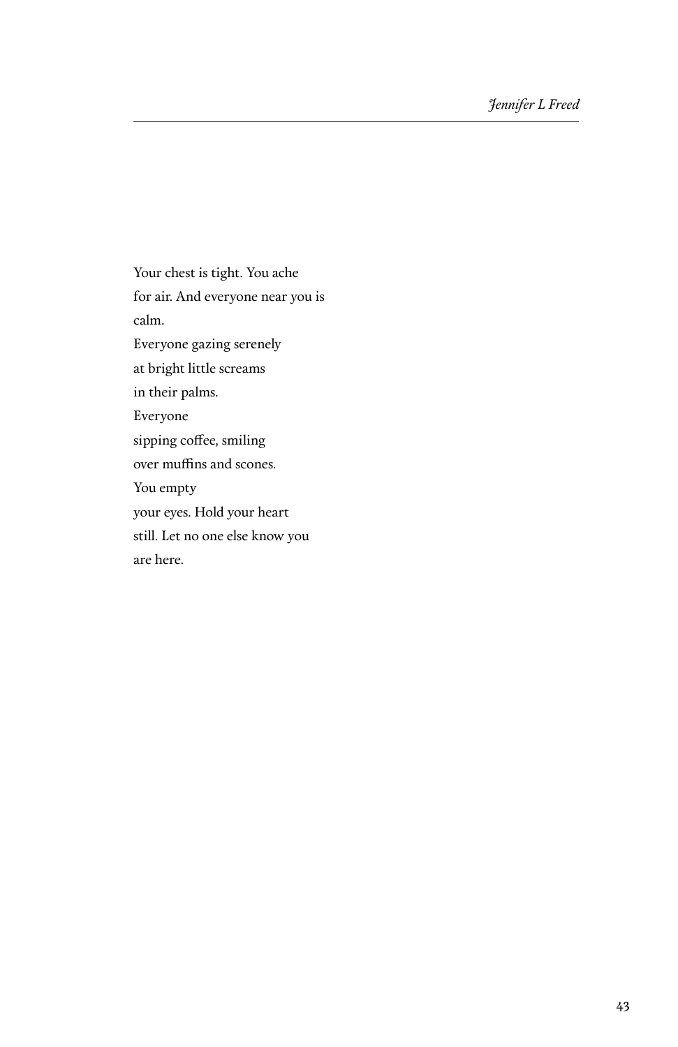Your chest is tight. You ache  
for air. And everyone near you is  
calm.  
Everyone gazing serenely  
at bright little screams  
in their palms.  
Everyone  
sipping coffee, smiling  
over muffins and scones.  
You empty  
your eyes. Hold your heart  
still. Let no one else know you  
are here.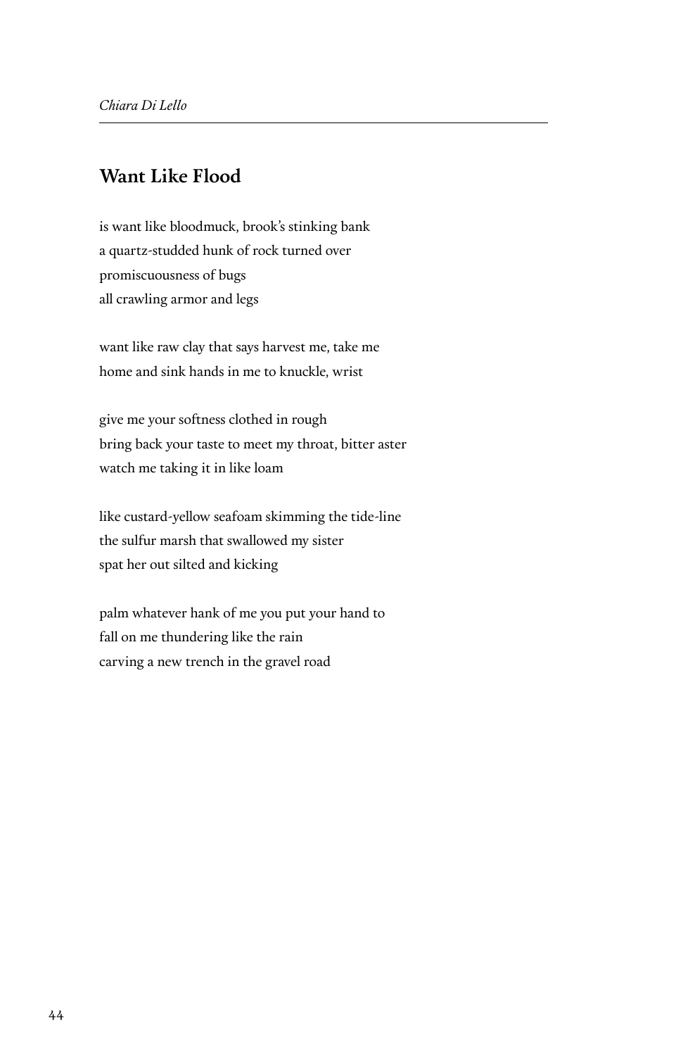*Chiara Di Lello*

## Want Like Flood

is want like bloodmuck, brook's stinking bank
a quartz-studded hunk of rock turned over
promiscuousness of bugs
all crawling armor and legs

want like raw clay that says harvest me, take me
home and sink hands in me to knuckle, wrist

give me your softness clothed in rough
bring back your taste to meet my throat, bitter aster
watch me taking it in like loam

like custard-yellow seafoam skimming the tide-line
the sulfur marsh that swallowed my sister
spat her out silted and kicking

palm whatever hank of me you put your hand to
fall on me thundering like the rain
carving a new trench in the gravel road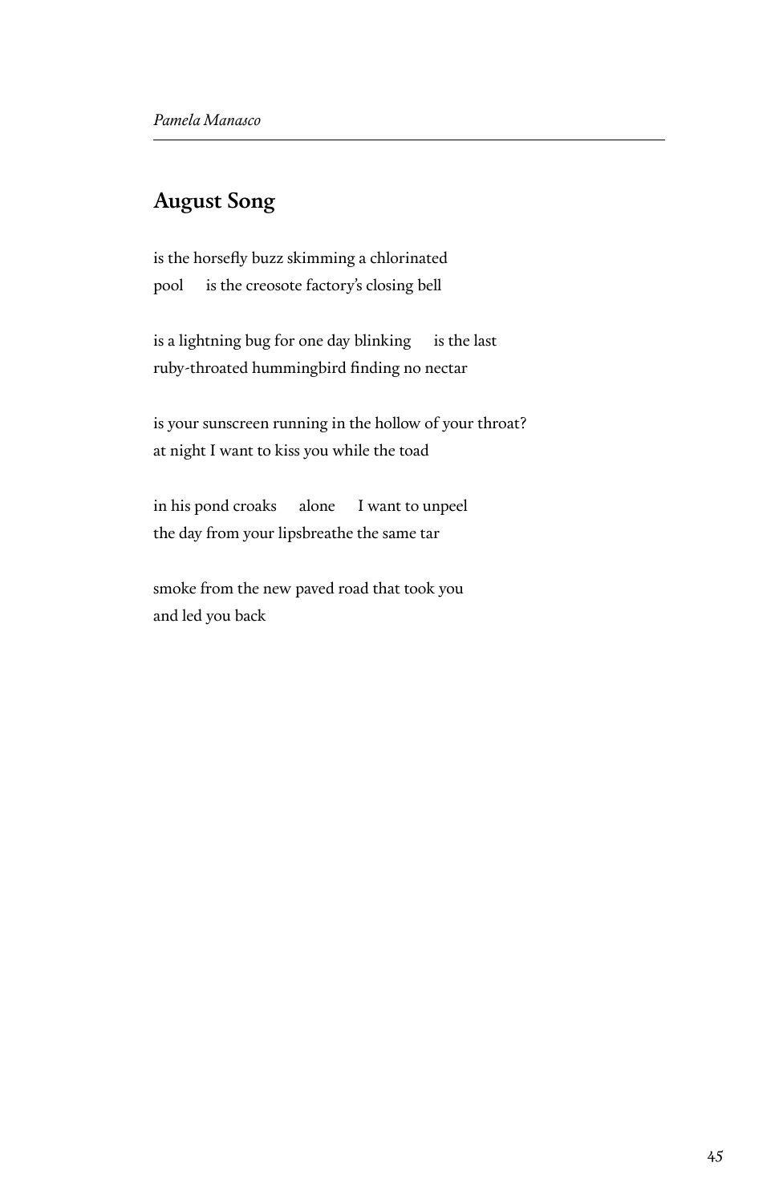*Pamela Manasco*

## August Song

is the horsefly buzz skimming a chlorinated  
pool    is the creosote factory's closing bell

is a lightning bug for one day blinking    is the last  
ruby-throated hummingbird finding no nectar

is your sunscreen running in the hollow of your throat?  
at night I want to kiss you while the toad

in his pond croaks    alone    I want to unpeel  
the day from your lipsbreathe the same tar

smoke from the new paved road that took you  
and led you back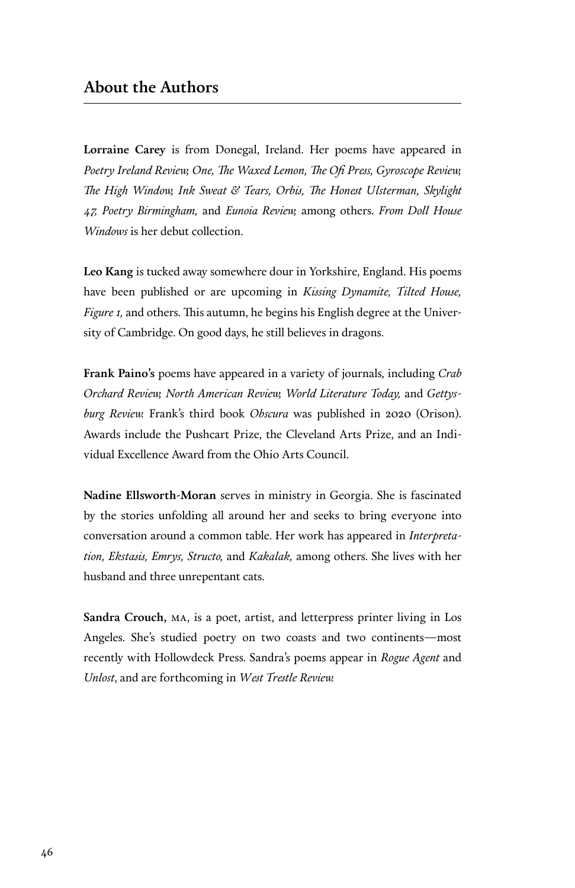## About the Authors

**Lorraine Carey** is from Donegal, Ireland. Her poems have appeared in *Poetry Ireland Review, One, The Waxed Lemon, The Ofi Press, Gyroscope Review, The High Window, Ink Sweat & Tears, Orbis, The Honest Ulsterman, Skylight 47, Poetry Birmingham,* and *Eunoia Review,* among others. *From Doll House Windows* is her debut collection.

**Leo Kang** is tucked away somewhere dour in Yorkshire, England. His poems have been published or are upcoming in *Kissing Dynamite, Tilted House, Figure 1,* and others. This autumn, he begins his English degree at the University of Cambridge. On good days, he still believes in dragons.

**Frank Paino's** poems have appeared in a variety of journals, including *Crab Orchard Review, North American Review, World Literature Today,* and *Gettysburg Review.* Frank's third book *Obscura* was published in 2020 (Orison). Awards include the Pushcart Prize, the Cleveland Arts Prize, and an Individual Excellence Award from the Ohio Arts Council.

**Nadine Ellsworth-Moran** serves in ministry in Georgia. She is fascinated by the stories unfolding all around her and seeks to bring everyone into conversation around a common table. Her work has appeared in *Interpretation, Ekstasis, Emrys, Structo,* and *Kakalak,* among others. She lives with her husband and three unrepentant cats.

**Sandra Crouch,** MA, is a poet, artist, and letterpress printer living in Los Angeles. She's studied poetry on two coasts and two continents—most recently with Hollowdeck Press. Sandra's poems appear in *Rogue Agent* and *Unlost*, and are forthcoming in *West Trestle Review.*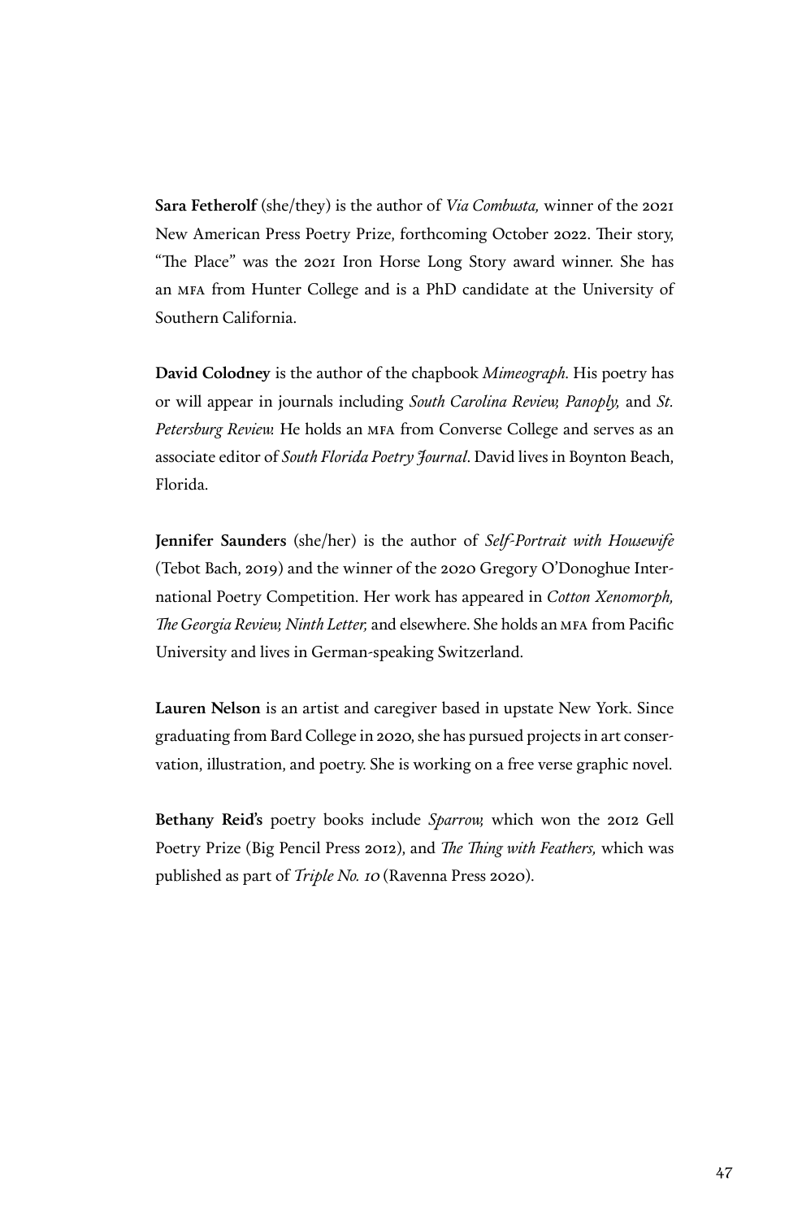**Sara Fetherolf** (she/they) is the author of *Via Combusta,* winner of the 2021 New American Press Poetry Prize, forthcoming October 2022. Their story, "The Place" was the 2021 Iron Horse Long Story award winner. She has an MFA from Hunter College and is a PhD candidate at the University of Southern California.

**David Colodney** is the author of the chapbook *Mimeograph*. His poetry has or will appear in journals including *South Carolina Review, Panoply,* and *St. Petersburg Review.* He holds an MFA from Converse College and serves as an associate editor of *South Florida Poetry Journal*. David lives in Boynton Beach, Florida.

**Jennifer Saunders** (she/her) is the author of *Self-Portrait with Housewife* (Tebot Bach, 2019) and the winner of the 2020 Gregory O'Donoghue International Poetry Competition. Her work has appeared in *Cotton Xenomorph, The Georgia Review, Ninth Letter,* and elsewhere. She holds an MFA from Pacific University and lives in German-speaking Switzerland.

**Lauren Nelson** is an artist and caregiver based in upstate New York. Since graduating from Bard College in 2020, she has pursued projects in art conservation, illustration, and poetry. She is working on a free verse graphic novel.

**Bethany Reid's** poetry books include *Sparrow,* which won the 2012 Gell Poetry Prize (Big Pencil Press 2012), and *The Thing with Feathers,* which was published as part of *Triple No. 10* (Ravenna Press 2020).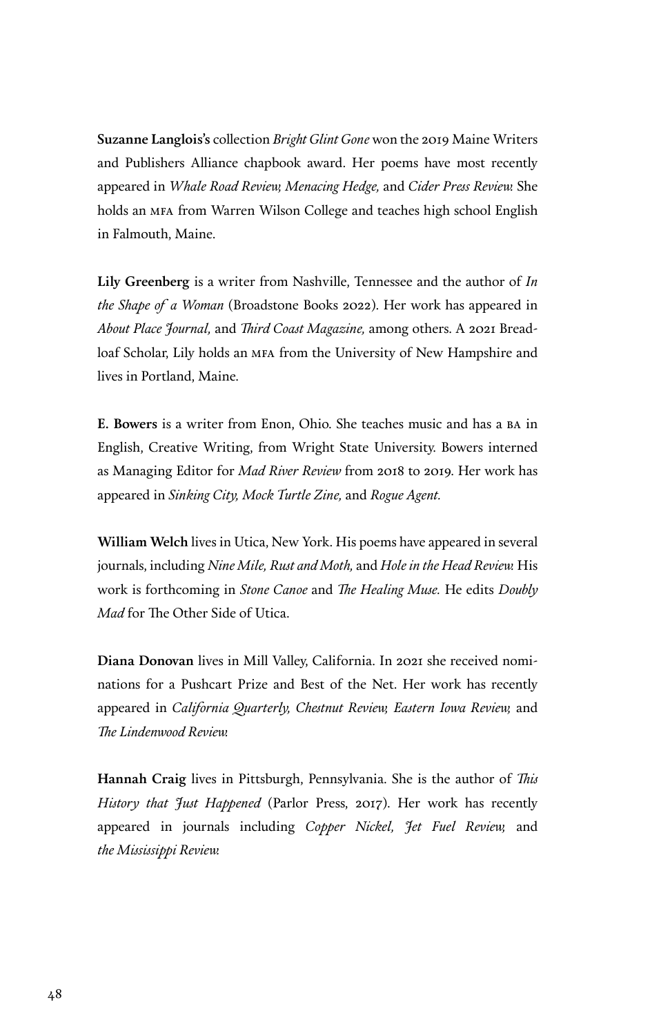**Suzanne Langlois's** collection *Bright Glint Gone* won the 2019 Maine Writers and Publishers Alliance chapbook award. Her poems have most recently appeared in *Whale Road Review, Menacing Hedge,* and *Cider Press Review.* She holds an MFA from Warren Wilson College and teaches high school English in Falmouth, Maine.

**Lily Greenberg** is a writer from Nashville, Tennessee and the author of *In the Shape of a Woman* (Broadstone Books 2022). Her work has appeared in *About Place Journal,* and *Third Coast Magazine,* among others. A 2021 Breadloaf Scholar, Lily holds an MFA from the University of New Hampshire and lives in Portland, Maine.

**E. Bowers** is a writer from Enon, Ohio. She teaches music and has a BA in English, Creative Writing, from Wright State University. Bowers interned as Managing Editor for *Mad River Review* from 2018 to 2019. Her work has appeared in *Sinking City, Mock Turtle Zine,* and *Rogue Agent.*

**William Welch** lives in Utica, New York. His poems have appeared in several journals, including *Nine Mile, Rust and Moth,* and *Hole in the Head Review.* His work is forthcoming in *Stone Canoe* and *The Healing Muse.* He edits *Doubly Mad* for The Other Side of Utica.

**Diana Donovan** lives in Mill Valley, California. In 2021 she received nominations for a Pushcart Prize and Best of the Net. Her work has recently appeared in *California Quarterly, Chestnut Review, Eastern Iowa Review,* and *The Lindenwood Review.*

**Hannah Craig** lives in Pittsburgh, Pennsylvania. She is the author of *This History that Just Happened* (Parlor Press, 2017). Her work has recently appeared in journals including *Copper Nickel, Jet Fuel Review,* and *the Mississippi Review.*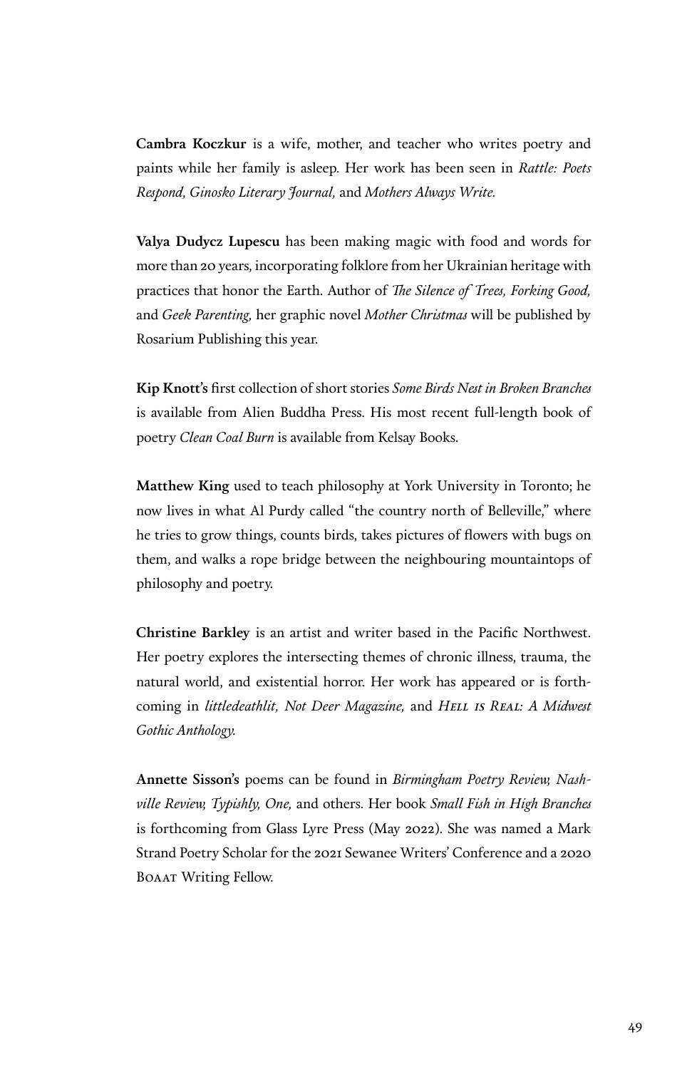**Cambra Koczkur** is a wife, mother, and teacher who writes poetry and paints while her family is asleep. Her work has been seen in *Rattle: Poets Respond, Ginosko Literary Journal,* and *Mothers Always Write.*

**Valya Dudycz Lupescu** has been making magic with food and words for more than 20 years, incorporating folklore from her Ukrainian heritage with practices that honor the Earth. Author of *The Silence of Trees, Forking Good,* and *Geek Parenting,* her graphic novel *Mother Christmas* will be published by Rosarium Publishing this year.

**Kip Knott's** first collection of short stories *Some Birds Nest in Broken Branches* is available from Alien Buddha Press. His most recent full-length book of poetry *Clean Coal Burn* is available from Kelsay Books.

**Matthew King** used to teach philosophy at York University in Toronto; he now lives in what Al Purdy called "the country north of Belleville," where he tries to grow things, counts birds, takes pictures of flowers with bugs on them, and walks a rope bridge between the neighbouring mountaintops of philosophy and poetry.

**Christine Barkley** is an artist and writer based in the Pacific Northwest. Her poetry explores the intersecting themes of chronic illness, trauma, the natural world, and existential horror. Her work has appeared or is forthcoming in *littledeathlit, Not Deer Magazine,* and *Hell is Real: A Midwest Gothic Anthology.*

**Annette Sisson's** poems can be found in *Birmingham Poetry Review, Nashville Review, Typishly, One,* and others. Her book *Small Fish in High Branches* is forthcoming from Glass Lyre Press (May 2022). She was named a Mark Strand Poetry Scholar for the 2021 Sewanee Writers' Conference and a 2020 Boaat Writing Fellow.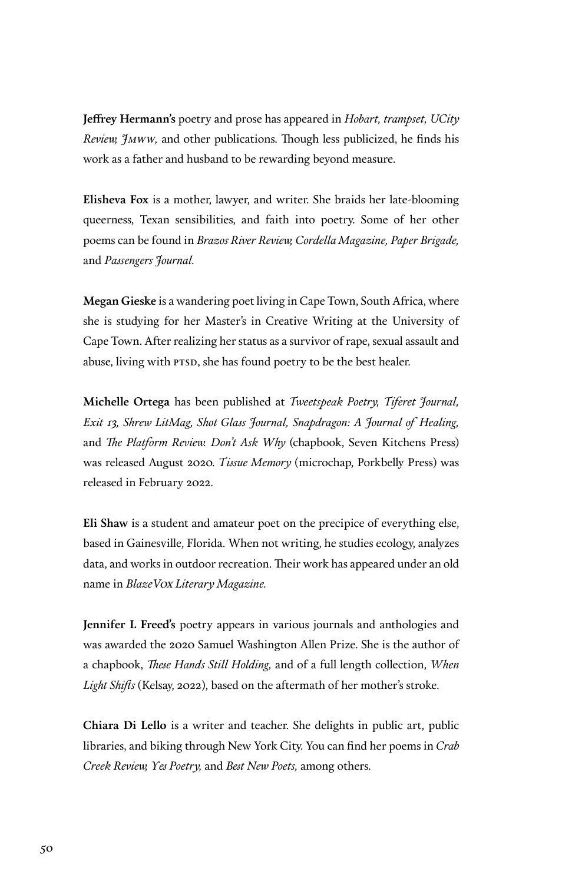**Jeffrey Hermann's** poetry and prose has appeared in *Hobart, trampset, UCity Review, JMWW,* and other publications. Though less publicized, he finds his work as a father and husband to be rewarding beyond measure.

**Elisheva Fox** is a mother, lawyer, and writer. She braids her late-blooming queerness, Texan sensibilities, and faith into poetry. Some of her other poems can be found in *Brazos River Review, Cordella Magazine, Paper Brigade,* and *Passengers Journal.*

**Megan Gieske** is a wandering poet living in Cape Town, South Africa, where she is studying for her Master's in Creative Writing at the University of Cape Town. After realizing her status as a survivor of rape, sexual assault and abuse, living with PTSD, she has found poetry to be the best healer.

**Michelle Ortega** has been published at *Tweetspeak Poetry, Tiferet Journal, Exit 13, Shrew LitMag, Shot Glass Journal, Snapdragon: A Journal of Healing,* and *The Platform Review. Don't Ask Why* (chapbook, Seven Kitchens Press) was released August 2020. *Tissue Memory* (microchap, Porkbelly Press) was released in February 2022.

**Eli Shaw** is a student and amateur poet on the precipice of everything else, based in Gainesville, Florida. When not writing, he studies ecology, analyzes data, and works in outdoor recreation. Their work has appeared under an old name in *BlazeVOX Literary Magazine.*

**Jennifer L Freed's** poetry appears in various journals and anthologies and was awarded the 2020 Samuel Washington Allen Prize. She is the author of a chapbook, *These Hands Still Holding,* and of a full length collection, *When Light Shifts* (Kelsay, 2022), based on the aftermath of her mother's stroke.

**Chiara Di Lello** is a writer and teacher. She delights in public art, public libraries, and biking through New York City. You can find her poems in *Crab Creek Review, Yes Poetry,* and *Best New Poets,* among others.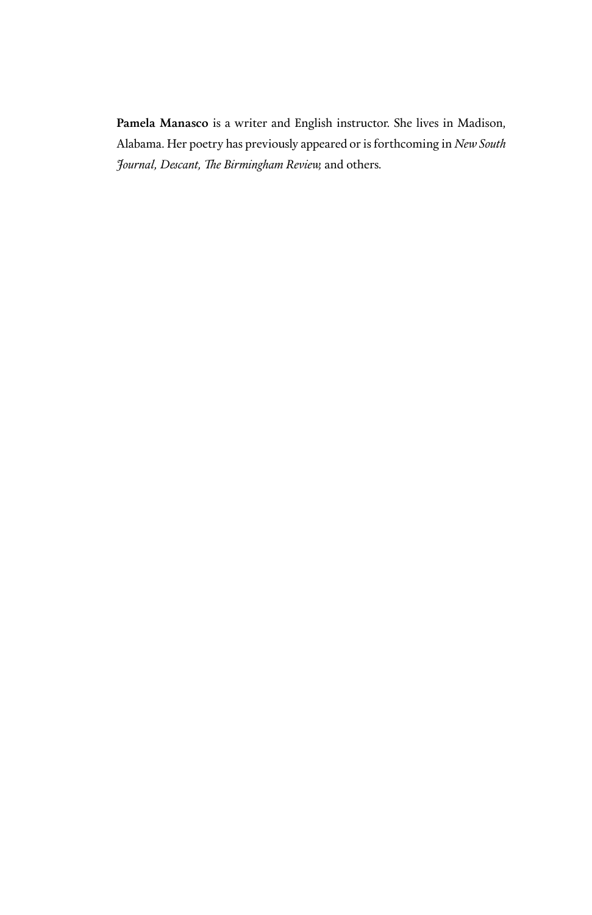**Pamela Manasco** is a writer and English instructor. She lives in Madison, Alabama. Her poetry has previously appeared or is forthcoming in *New South Journal, Descant, The Birmingham Review,* and others.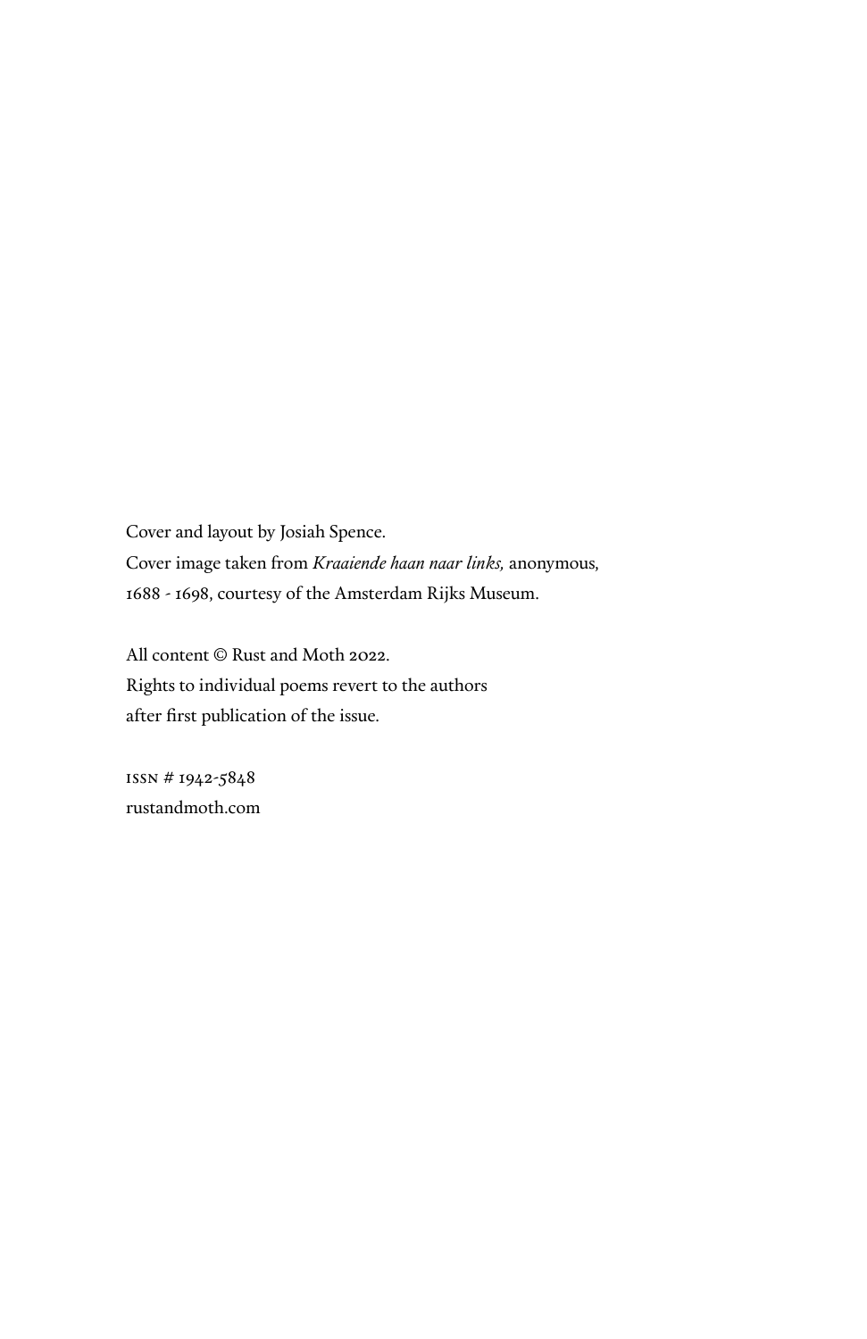Cover and layout by Josiah Spence.
Cover image taken from *Kraaiende haan naar links,* anonymous, 1688 - 1698, courtesy of the Amsterdam Rijks Museum.

All content © Rust and Moth 2022.
Rights to individual poems revert to the authors after first publication of the issue.

ISSN # 1942-5848
rustandmoth.com